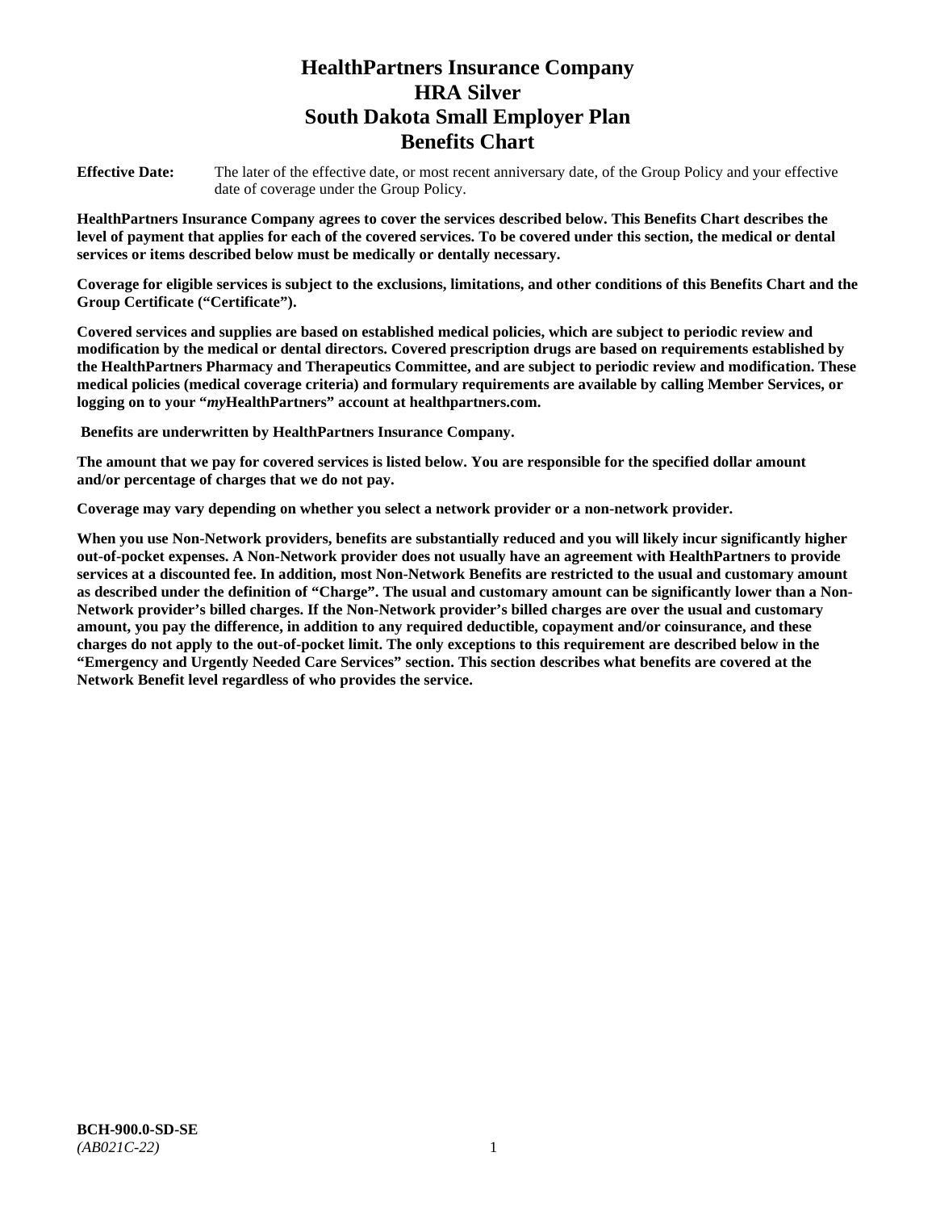# HealthPartners Insurance Company
# HRA Silver
# South Dakota Small Employer Plan
# Benefits Chart

**Effective Date:** The later of the effective date, or most recent anniversary date, of the Group Policy and your effective date of coverage under the Group Policy.

**HealthPartners Insurance Company agrees to cover the services described below. This Benefits Chart describes the level of payment that applies for each of the covered services. To be covered under this section, the medical or dental services or items described below must be medically or dentally necessary.**

**Coverage for eligible services is subject to the exclusions, limitations, and other conditions of this Benefits Chart and the Group Certificate ("Certificate").**

**Covered services and supplies are based on established medical policies, which are subject to periodic review and modification by the medical or dental directors. Covered prescription drugs are based on requirements established by the HealthPartners Pharmacy and Therapeutics Committee, and are subject to periodic review and modification. These medical policies (medical coverage criteria) and formulary requirements are available by calling Member Services, or logging on to your "*my*HealthPartners" account at healthpartners.com.**

**Benefits are underwritten by HealthPartners Insurance Company.**

**The amount that we pay for covered services is listed below. You are responsible for the specified dollar amount and/or percentage of charges that we do not pay.**

**Coverage may vary depending on whether you select a network provider or a non-network provider.**

**When you use Non-Network providers, benefits are substantially reduced and you will likely incur significantly higher out-of-pocket expenses. A Non-Network provider does not usually have an agreement with HealthPartners to provide services at a discounted fee. In addition, most Non-Network Benefits are restricted to the usual and customary amount as described under the definition of "Charge". The usual and customary amount can be significantly lower than a Non-Network provider's billed charges. If the Non-Network provider's billed charges are over the usual and customary amount, you pay the difference, in addition to any required deductible, copayment and/or coinsurance, and these charges do not apply to the out-of-pocket limit. The only exceptions to this requirement are described below in the "Emergency and Urgently Needed Care Services" section. This section describes what benefits are covered at the Network Benefit level regardless of who provides the service.**

**BCH-900.0-SD-SE**
*(AB021C-22)*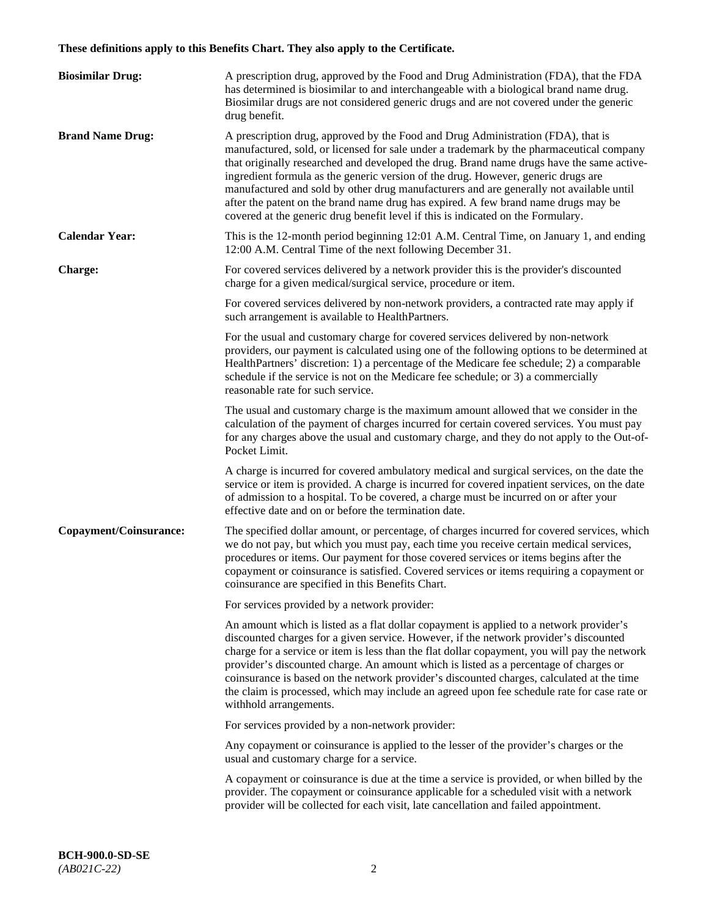**These definitions apply to this Benefits Chart. They also apply to the Certificate.**

**Biosimilar Drug:** A prescription drug, approved by the Food and Drug Administration (FDA), that the FDA has determined is biosimilar to and interchangeable with a biological brand name drug. Biosimilar drugs are not considered generic drugs and are not covered under the generic drug benefit.

**Brand Name Drug:** A prescription drug, approved by the Food and Drug Administration (FDA), that is manufactured, sold, or licensed for sale under a trademark by the pharmaceutical company that originally researched and developed the drug. Brand name drugs have the same active-ingredient formula as the generic version of the drug. However, generic drugs are manufactured and sold by other drug manufacturers and are generally not available until after the patent on the brand name drug has expired. A few brand name drugs may be covered at the generic drug benefit level if this is indicated on the Formulary.

**Calendar Year:** This is the 12-month period beginning 12:01 A.M. Central Time, on January 1, and ending 12:00 A.M. Central Time of the next following December 31.

**Charge:** For covered services delivered by a network provider this is the provider's discounted charge for a given medical/surgical service, procedure or item.

For covered services delivered by non-network providers, a contracted rate may apply if such arrangement is available to HealthPartners.

For the usual and customary charge for covered services delivered by non-network providers, our payment is calculated using one of the following options to be determined at HealthPartners' discretion: 1) a percentage of the Medicare fee schedule; 2) a comparable schedule if the service is not on the Medicare fee schedule; or 3) a commercially reasonable rate for such service.

The usual and customary charge is the maximum amount allowed that we consider in the calculation of the payment of charges incurred for certain covered services. You must pay for any charges above the usual and customary charge, and they do not apply to the Out-of-Pocket Limit.

A charge is incurred for covered ambulatory medical and surgical services, on the date the service or item is provided. A charge is incurred for covered inpatient services, on the date of admission to a hospital. To be covered, a charge must be incurred on or after your effective date and on or before the termination date.

**Copayment/Coinsurance:** The specified dollar amount, or percentage, of charges incurred for covered services, which we do not pay, but which you must pay, each time you receive certain medical services, procedures or items. Our payment for those covered services or items begins after the copayment or coinsurance is satisfied. Covered services or items requiring a copayment or coinsurance are specified in this Benefits Chart.

For services provided by a network provider:

An amount which is listed as a flat dollar copayment is applied to a network provider's discounted charges for a given service. However, if the network provider's discounted charge for a service or item is less than the flat dollar copayment, you will pay the network provider's discounted charge. An amount which is listed as a percentage of charges or coinsurance is based on the network provider's discounted charges, calculated at the time the claim is processed, which may include an agreed upon fee schedule rate for case rate or withhold arrangements.

For services provided by a non-network provider:

Any copayment or coinsurance is applied to the lesser of the provider's charges or the usual and customary charge for a service.

A copayment or coinsurance is due at the time a service is provided, or when billed by the provider. The copayment or coinsurance applicable for a scheduled visit with a network provider will be collected for each visit, late cancellation and failed appointment.

**BCH-900.0-SD-SE**
*(AB021C-22)*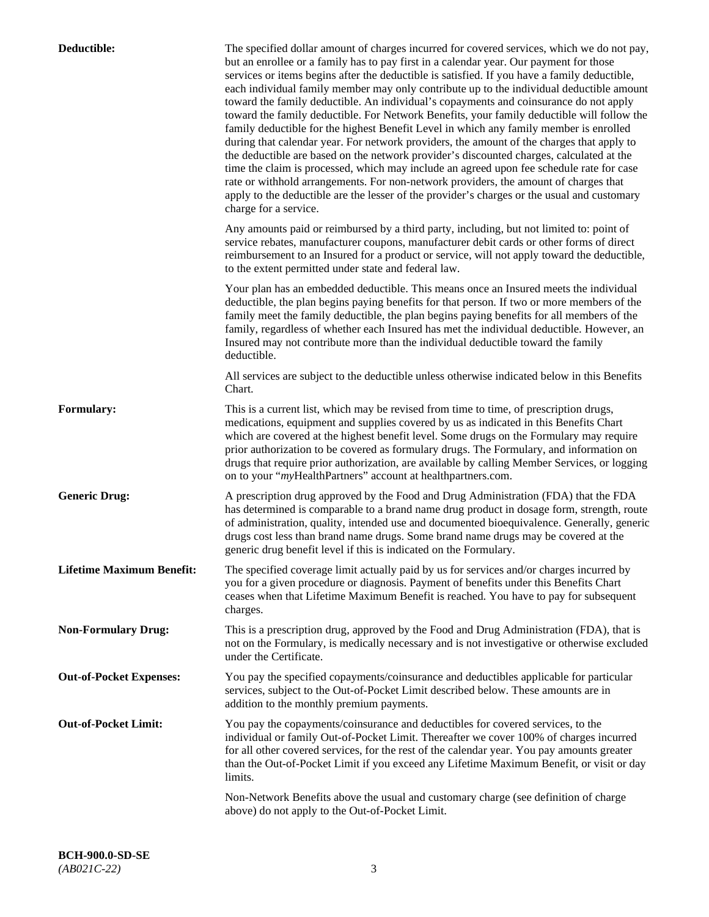**Deductible:** The specified dollar amount of charges incurred for covered services, which we do not pay, but an enrollee or a family has to pay first in a calendar year. Our payment for those services or items begins after the deductible is satisfied. If you have a family deductible, each individual family member may only contribute up to the individual deductible amount toward the family deductible. An individual's copayments and coinsurance do not apply toward the family deductible. For Network Benefits, your family deductible will follow the family deductible for the highest Benefit Level in which any family member is enrolled during that calendar year. For network providers, the amount of the charges that apply to the deductible are based on the network provider's discounted charges, calculated at the time the claim is processed, which may include an agreed upon fee schedule rate for case rate or withhold arrangements. For non-network providers, the amount of charges that apply to the deductible are the lesser of the provider's charges or the usual and customary charge for a service.

Any amounts paid or reimbursed by a third party, including, but not limited to: point of service rebates, manufacturer coupons, manufacturer debit cards or other forms of direct reimbursement to an Insured for a product or service, will not apply toward the deductible, to the extent permitted under state and federal law.

Your plan has an embedded deductible. This means once an Insured meets the individual deductible, the plan begins paying benefits for that person. If two or more members of the family meet the family deductible, the plan begins paying benefits for all members of the family, regardless of whether each Insured has met the individual deductible. However, an Insured may not contribute more than the individual deductible toward the family deductible.

All services are subject to the deductible unless otherwise indicated below in this Benefits Chart.

**Formulary:** This is a current list, which may be revised from time to time, of prescription drugs, medications, equipment and supplies covered by us as indicated in this Benefits Chart which are covered at the highest benefit level. Some drugs on the Formulary may require prior authorization to be covered as formulary drugs. The Formulary, and information on drugs that require prior authorization, are available by calling Member Services, or logging on to your "*my*HealthPartners" account at healthpartners.com.

**Generic Drug:** A prescription drug approved by the Food and Drug Administration (FDA) that the FDA has determined is comparable to a brand name drug product in dosage form, strength, route of administration, quality, intended use and documented bioequivalence. Generally, generic drugs cost less than brand name drugs. Some brand name drugs may be covered at the generic drug benefit level if this is indicated on the Formulary.

**Lifetime Maximum Benefit:** The specified coverage limit actually paid by us for services and/or charges incurred by you for a given procedure or diagnosis. Payment of benefits under this Benefits Chart ceases when that Lifetime Maximum Benefit is reached. You have to pay for subsequent charges.

**Non-Formulary Drug:** This is a prescription drug, approved by the Food and Drug Administration (FDA), that is not on the Formulary, is medically necessary and is not investigative or otherwise excluded under the Certificate.

**Out-of-Pocket Expenses:** You pay the specified copayments/coinsurance and deductibles applicable for particular services, subject to the Out-of-Pocket Limit described below. These amounts are in addition to the monthly premium payments.

**Out-of-Pocket Limit:** You pay the copayments/coinsurance and deductibles for covered services, to the individual or family Out-of-Pocket Limit. Thereafter we cover 100% of charges incurred for all other covered services, for the rest of the calendar year. You pay amounts greater than the Out-of-Pocket Limit if you exceed any Lifetime Maximum Benefit, or visit or day limits.

Non-Network Benefits above the usual and customary charge (see definition of charge above) do not apply to the Out-of-Pocket Limit.

**BCH-900.0-SD-SE**
*(AB021C-22)*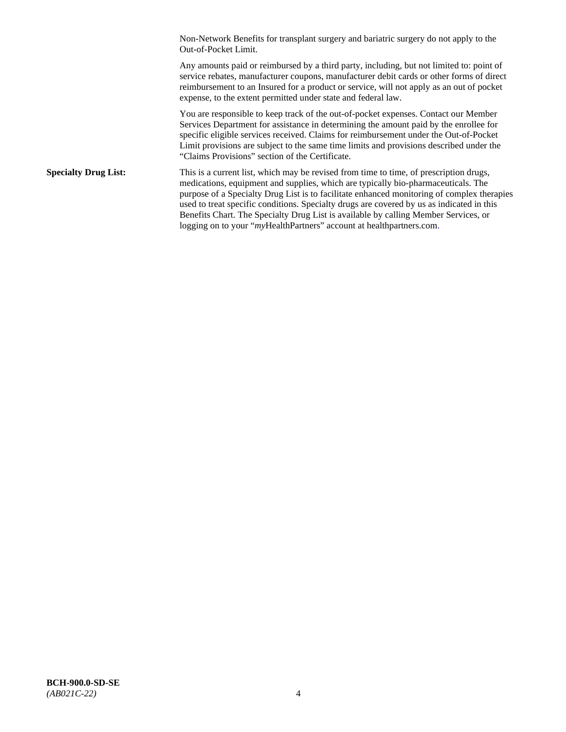Non-Network Benefits for transplant surgery and bariatric surgery do not apply to the Out-of-Pocket Limit.

Any amounts paid or reimbursed by a third party, including, but not limited to: point of service rebates, manufacturer coupons, manufacturer debit cards or other forms of direct reimbursement to an Insured for a product or service, will not apply as an out of pocket expense, to the extent permitted under state and federal law.

You are responsible to keep track of the out-of-pocket expenses. Contact our Member Services Department for assistance in determining the amount paid by the enrollee for specific eligible services received. Claims for reimbursement under the Out-of-Pocket Limit provisions are subject to the same time limits and provisions described under the "Claims Provisions" section of the Certificate.

**Specialty Drug List:** This is a current list, which may be revised from time to time, of prescription drugs, medications, equipment and supplies, which are typically bio-pharmaceuticals. The purpose of a Specialty Drug List is to facilitate enhanced monitoring of complex therapies used to treat specific conditions. Specialty drugs are covered by us as indicated in this Benefits Chart. The Specialty Drug List is available by calling Member Services, or logging on to your "*my*HealthPartners" account at healthpartners.com.

**BCH-900.0-SD-SE**
*(AB021C-22)*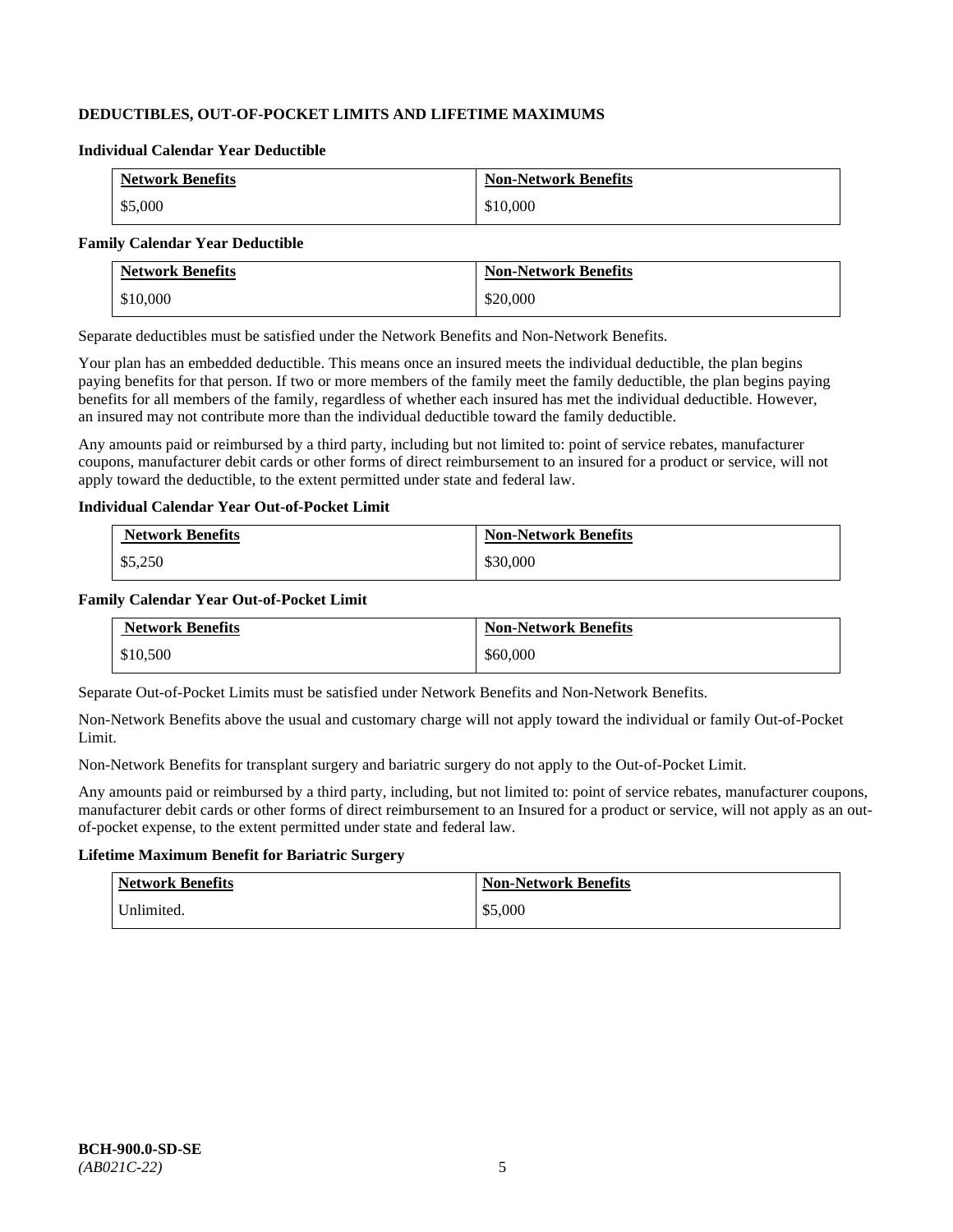### DEDUCTIBLES, OUT-OF-POCKET LIMITS AND LIFETIME MAXIMUMS

**Individual Calendar Year Deductible**

| Network Benefits | Non-Network Benefits |
|---|---|
| $5,000 | $10,000 |

**Family Calendar Year Deductible**

| Network Benefits | Non-Network Benefits |
|---|---|
| $10,000 | $20,000 |

Separate deductibles must be satisfied under the Network Benefits and Non-Network Benefits.

Your plan has an embedded deductible. This means once an insured meets the individual deductible, the plan begins paying benefits for that person. If two or more members of the family meet the family deductible, the plan begins paying benefits for all members of the family, regardless of whether each insured has met the individual deductible. However, an insured may not contribute more than the individual deductible toward the family deductible.

Any amounts paid or reimbursed by a third party, including but not limited to: point of service rebates, manufacturer coupons, manufacturer debit cards or other forms of direct reimbursement to an insured for a product or service, will not apply toward the deductible, to the extent permitted under state and federal law.

**Individual Calendar Year Out-of-Pocket Limit**

| Network Benefits | Non-Network Benefits |
|---|---|
| $5,250 | $30,000 |

**Family Calendar Year Out-of-Pocket Limit**

| Network Benefits | Non-Network Benefits |
|---|---|
| $10,500 | $60,000 |

Separate Out-of-Pocket Limits must be satisfied under Network Benefits and Non-Network Benefits.

Non-Network Benefits above the usual and customary charge will not apply toward the individual or family Out-of-Pocket Limit.

Non-Network Benefits for transplant surgery and bariatric surgery do not apply to the Out-of-Pocket Limit.

Any amounts paid or reimbursed by a third party, including, but not limited to: point of service rebates, manufacturer coupons, manufacturer debit cards or other forms of direct reimbursement to an Insured for a product or service, will not apply as an out-of-pocket expense, to the extent permitted under state and federal law.

**Lifetime Maximum Benefit for Bariatric Surgery**

| Network Benefits | Non-Network Benefits |
|---|---|
| Unlimited. | $5,000 |

**BCH-900.0-SD-SE**
*(AB021C-22)*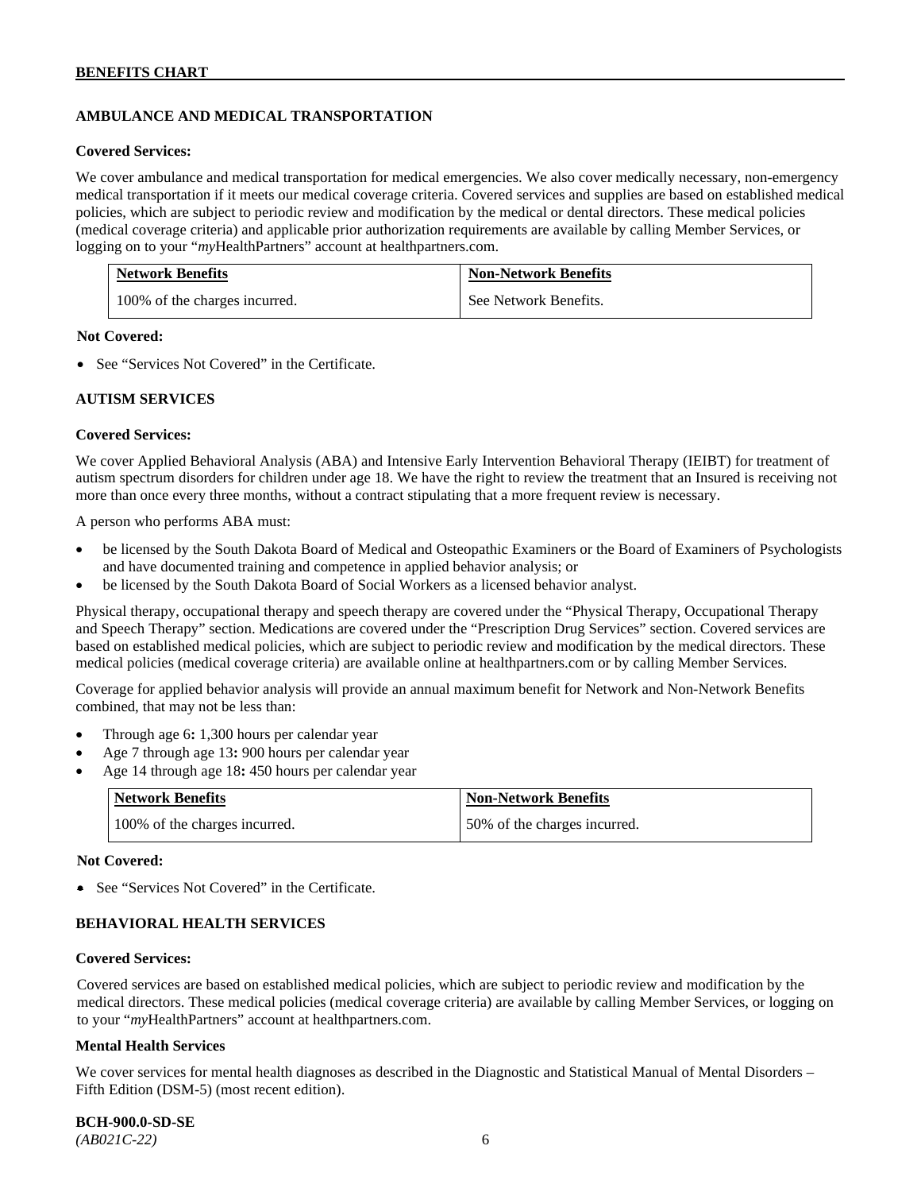## AMBULANCE AND MEDICAL TRANSPORTATION

**Covered Services:**

We cover ambulance and medical transportation for medical emergencies. We also cover medically necessary, non-emergency medical transportation if it meets our medical coverage criteria. Covered services and supplies are based on established medical policies, which are subject to periodic review and modification by the medical or dental directors. These medical policies (medical coverage criteria) and applicable prior authorization requirements are available by calling Member Services, or logging on to your "*my*HealthPartners" account at healthpartners.com.

| Network Benefits | Non-Network Benefits |
|---|---|
| 100% of the charges incurred. | See Network Benefits. |

**Not Covered:**

- See "Services Not Covered" in the Certificate.

## AUTISM SERVICES

**Covered Services:**

We cover Applied Behavioral Analysis (ABA) and Intensive Early Intervention Behavioral Therapy (IEIBT) for treatment of autism spectrum disorders for children under age 18. We have the right to review the treatment that an Insured is receiving not more than once every three months, without a contract stipulating that a more frequent review is necessary.

A person who performs ABA must:

- be licensed by the South Dakota Board of Medical and Osteopathic Examiners or the Board of Examiners of Psychologists and have documented training and competence in applied behavior analysis; or
- be licensed by the South Dakota Board of Social Workers as a licensed behavior analyst.

Physical therapy, occupational therapy and speech therapy are covered under the "Physical Therapy, Occupational Therapy and Speech Therapy" section. Medications are covered under the "Prescription Drug Services" section. Covered services are based on established medical policies, which are subject to periodic review and modification by the medical directors. These medical policies (medical coverage criteria) are available online at healthpartners.com or by calling Member Services.

Coverage for applied behavior analysis will provide an annual maximum benefit for Network and Non-Network Benefits combined, that may not be less than:

- Through age 6**:** 1,300 hours per calendar year
- Age 7 through age 13**:** 900 hours per calendar year
- Age 14 through age 18**:** 450 hours per calendar year

| Network Benefits | Non-Network Benefits |
|---|---|
| 100% of the charges incurred. | 50% of the charges incurred. |

**Not Covered:**

- See "Services Not Covered" in the Certificate.

## BEHAVIORAL HEALTH SERVICES

**Covered Services:**

Covered services are based on established medical policies, which are subject to periodic review and modification by the medical directors. These medical policies (medical coverage criteria) are available by calling Member Services, or logging on to your "*my*HealthPartners" account at healthpartners.com.

**Mental Health Services**

We cover services for mental health diagnoses as described in the Diagnostic and Statistical Manual of Mental Disorders – Fifth Edition (DSM-5) (most recent edition).

**BCH-900.0-SD-SE**
*(AB021C-22)*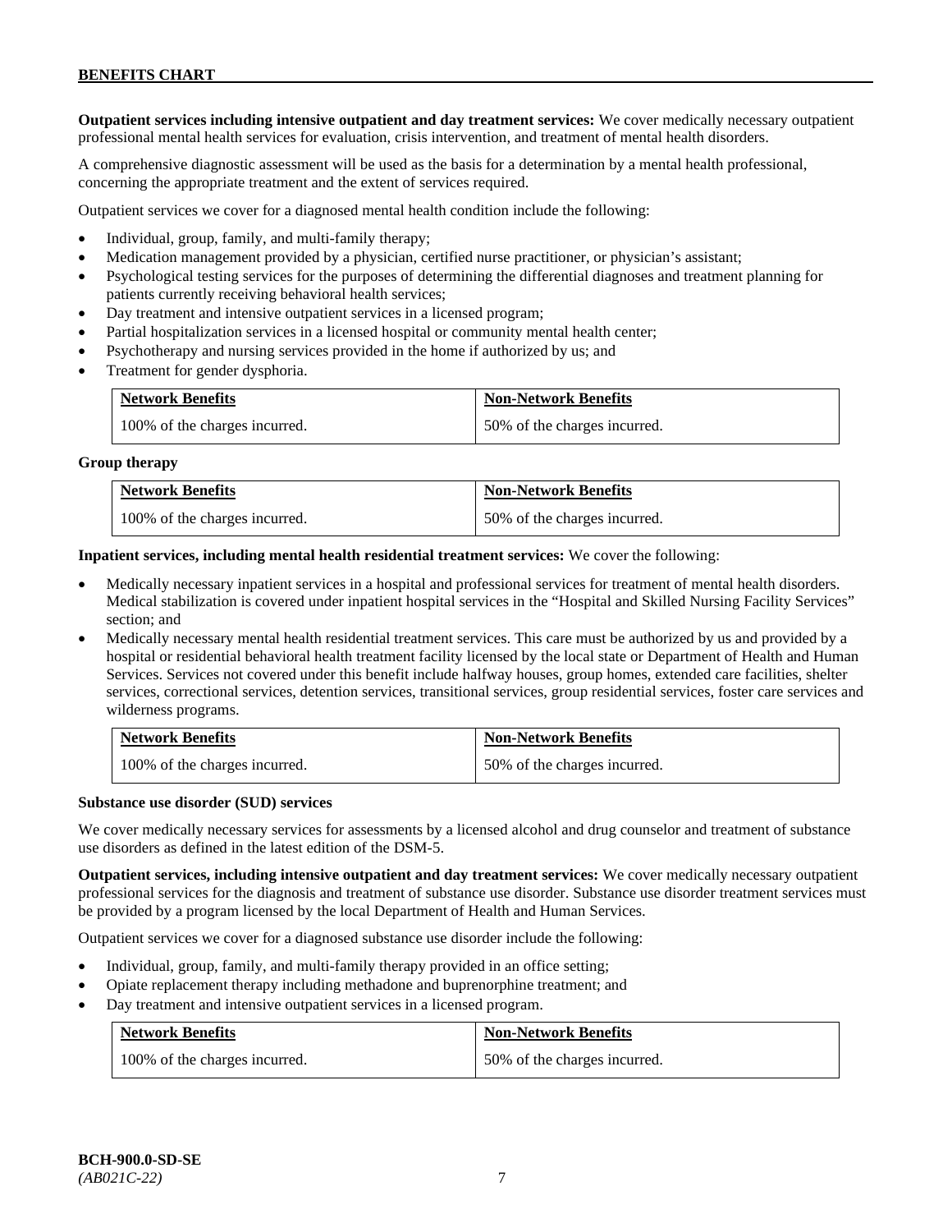**Outpatient services including intensive outpatient and day treatment services:** We cover medically necessary outpatient professional mental health services for evaluation, crisis intervention, and treatment of mental health disorders.

A comprehensive diagnostic assessment will be used as the basis for a determination by a mental health professional, concerning the appropriate treatment and the extent of services required.

Outpatient services we cover for a diagnosed mental health condition include the following:

- Individual, group, family, and multi-family therapy;
- Medication management provided by a physician, certified nurse practitioner, or physician's assistant;
- Psychological testing services for the purposes of determining the differential diagnoses and treatment planning for patients currently receiving behavioral health services;
- Day treatment and intensive outpatient services in a licensed program;
- Partial hospitalization services in a licensed hospital or community mental health center;
- Psychotherapy and nursing services provided in the home if authorized by us; and
- Treatment for gender dysphoria.

| Network Benefits | Non-Network Benefits |
|---|---|
| 100% of the charges incurred. | 50% of the charges incurred. |

**Group therapy**

| Network Benefits | Non-Network Benefits |
|---|---|
| 100% of the charges incurred. | 50% of the charges incurred. |

**Inpatient services, including mental health residential treatment services:** We cover the following:

- Medically necessary inpatient services in a hospital and professional services for treatment of mental health disorders. Medical stabilization is covered under inpatient hospital services in the "Hospital and Skilled Nursing Facility Services" section; and
- Medically necessary mental health residential treatment services. This care must be authorized by us and provided by a hospital or residential behavioral health treatment facility licensed by the local state or Department of Health and Human Services. Services not covered under this benefit include halfway houses, group homes, extended care facilities, shelter services, correctional services, detention services, transitional services, group residential services, foster care services and wilderness programs.

| Network Benefits | Non-Network Benefits |
|---|---|
| 100% of the charges incurred. | 50% of the charges incurred. |

**Substance use disorder (SUD) services**

We cover medically necessary services for assessments by a licensed alcohol and drug counselor and treatment of substance use disorders as defined in the latest edition of the DSM-5.

**Outpatient services, including intensive outpatient and day treatment services:** We cover medically necessary outpatient professional services for the diagnosis and treatment of substance use disorder. Substance use disorder treatment services must be provided by a program licensed by the local Department of Health and Human Services.

Outpatient services we cover for a diagnosed substance use disorder include the following:

- Individual, group, family, and multi-family therapy provided in an office setting;
- Opiate replacement therapy including methadone and buprenorphine treatment; and
- Day treatment and intensive outpatient services in a licensed program.

| Network Benefits | Non-Network Benefits |
|---|---|
| 100% of the charges incurred. | 50% of the charges incurred. |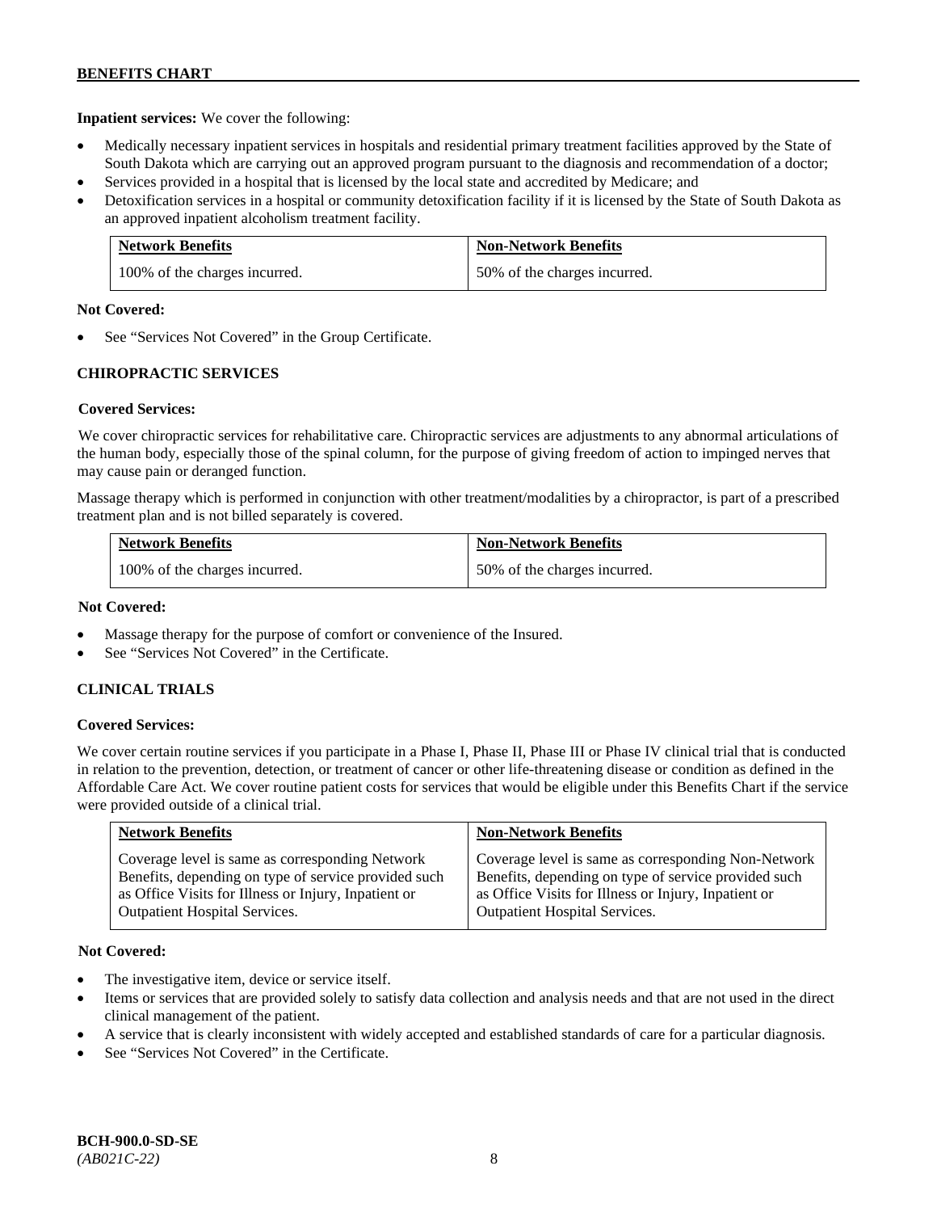**Inpatient services:** We cover the following:

- Medically necessary inpatient services in hospitals and residential primary treatment facilities approved by the State of South Dakota which are carrying out an approved program pursuant to the diagnosis and recommendation of a doctor;
- Services provided in a hospital that is licensed by the local state and accredited by Medicare; and
- Detoxification services in a hospital or community detoxification facility if it is licensed by the State of South Dakota as an approved inpatient alcoholism treatment facility.

| Network Benefits | Non-Network Benefits |
| --- | --- |
| 100% of the charges incurred. | 50% of the charges incurred. |

**Not Covered:**

- See "Services Not Covered" in the Group Certificate.

## CHIROPRACTIC SERVICES

**Covered Services:**

We cover chiropractic services for rehabilitative care. Chiropractic services are adjustments to any abnormal articulations of the human body, especially those of the spinal column, for the purpose of giving freedom of action to impinged nerves that may cause pain or deranged function.

Massage therapy which is performed in conjunction with other treatment/modalities by a chiropractor, is part of a prescribed treatment plan and is not billed separately is covered.

| Network Benefits | Non-Network Benefits |
| --- | --- |
| 100% of the charges incurred. | 50% of the charges incurred. |

**Not Covered:**

- Massage therapy for the purpose of comfort or convenience of the Insured.
- See "Services Not Covered" in the Certificate.

## CLINICAL TRIALS

**Covered Services:**

We cover certain routine services if you participate in a Phase I, Phase II, Phase III or Phase IV clinical trial that is conducted in relation to the prevention, detection, or treatment of cancer or other life-threatening disease or condition as defined in the Affordable Care Act. We cover routine patient costs for services that would be eligible under this Benefits Chart if the service were provided outside of a clinical trial.

| Network Benefits | Non-Network Benefits |
| --- | --- |
| Coverage level is same as corresponding Network Benefits, depending on type of service provided such as Office Visits for Illness or Injury, Inpatient or Outpatient Hospital Services. | Coverage level is same as corresponding Non-Network Benefits, depending on type of service provided such as Office Visits for Illness or Injury, Inpatient or Outpatient Hospital Services. |

**Not Covered:**

- The investigative item, device or service itself.
- Items or services that are provided solely to satisfy data collection and analysis needs and that are not used in the direct clinical management of the patient.
- A service that is clearly inconsistent with widely accepted and established standards of care for a particular diagnosis.
- See "Services Not Covered" in the Certificate.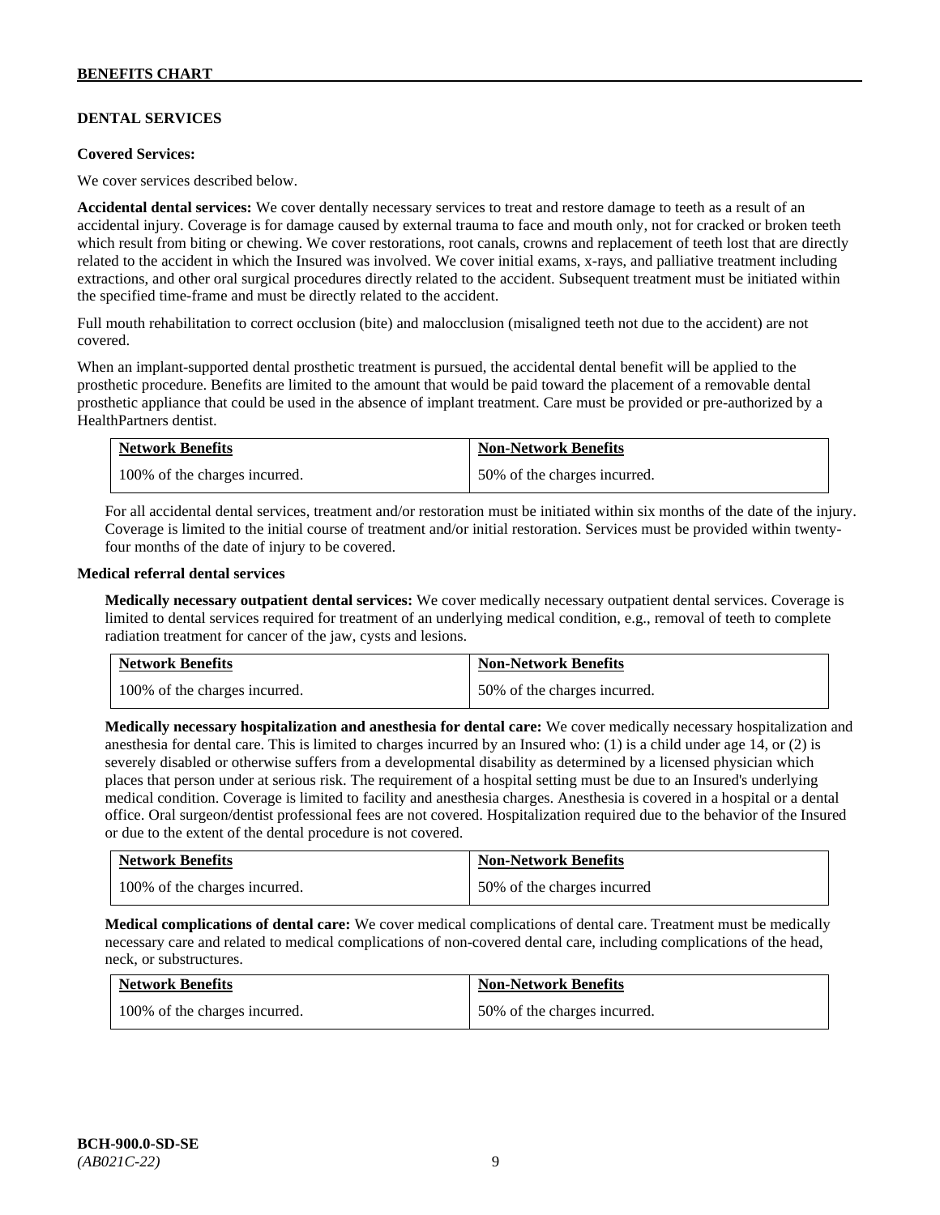## DENTAL SERVICES

**Covered Services:**

We cover services described below.

**Accidental dental services:** We cover dentally necessary services to treat and restore damage to teeth as a result of an accidental injury. Coverage is for damage caused by external trauma to face and mouth only, not for cracked or broken teeth which result from biting or chewing. We cover restorations, root canals, crowns and replacement of teeth lost that are directly related to the accident in which the Insured was involved. We cover initial exams, x-rays, and palliative treatment including extractions, and other oral surgical procedures directly related to the accident. Subsequent treatment must be initiated within the specified time-frame and must be directly related to the accident.

Full mouth rehabilitation to correct occlusion (bite) and malocclusion (misaligned teeth not due to the accident) are not covered.

When an implant-supported dental prosthetic treatment is pursued, the accidental dental benefit will be applied to the prosthetic procedure. Benefits are limited to the amount that would be paid toward the placement of a removable dental prosthetic appliance that could be used in the absence of implant treatment. Care must be provided or pre-authorized by a HealthPartners dentist.

| Network Benefits | Non-Network Benefits |
| --- | --- |
| 100% of the charges incurred. | 50% of the charges incurred. |

For all accidental dental services, treatment and/or restoration must be initiated within six months of the date of the injury. Coverage is limited to the initial course of treatment and/or initial restoration. Services must be provided within twenty-four months of the date of injury to be covered.

**Medical referral dental services**

**Medically necessary outpatient dental services:** We cover medically necessary outpatient dental services. Coverage is limited to dental services required for treatment of an underlying medical condition, e.g., removal of teeth to complete radiation treatment for cancer of the jaw, cysts and lesions.

| Network Benefits | Non-Network Benefits |
| --- | --- |
| 100% of the charges incurred. | 50% of the charges incurred. |

**Medically necessary hospitalization and anesthesia for dental care:** We cover medically necessary hospitalization and anesthesia for dental care. This is limited to charges incurred by an Insured who: (1) is a child under age 14, or (2) is severely disabled or otherwise suffers from a developmental disability as determined by a licensed physician which places that person under at serious risk. The requirement of a hospital setting must be due to an Insured's underlying medical condition. Coverage is limited to facility and anesthesia charges. Anesthesia is covered in a hospital or a dental office. Oral surgeon/dentist professional fees are not covered. Hospitalization required due to the behavior of the Insured or due to the extent of the dental procedure is not covered.

| Network Benefits | Non-Network Benefits |
| --- | --- |
| 100% of the charges incurred. | 50% of the charges incurred |

**Medical complications of dental care:** We cover medical complications of dental care. Treatment must be medically necessary care and related to medical complications of non-covered dental care, including complications of the head, neck, or substructures.

| Network Benefits | Non-Network Benefits |
| --- | --- |
| 100% of the charges incurred. | 50% of the charges incurred. |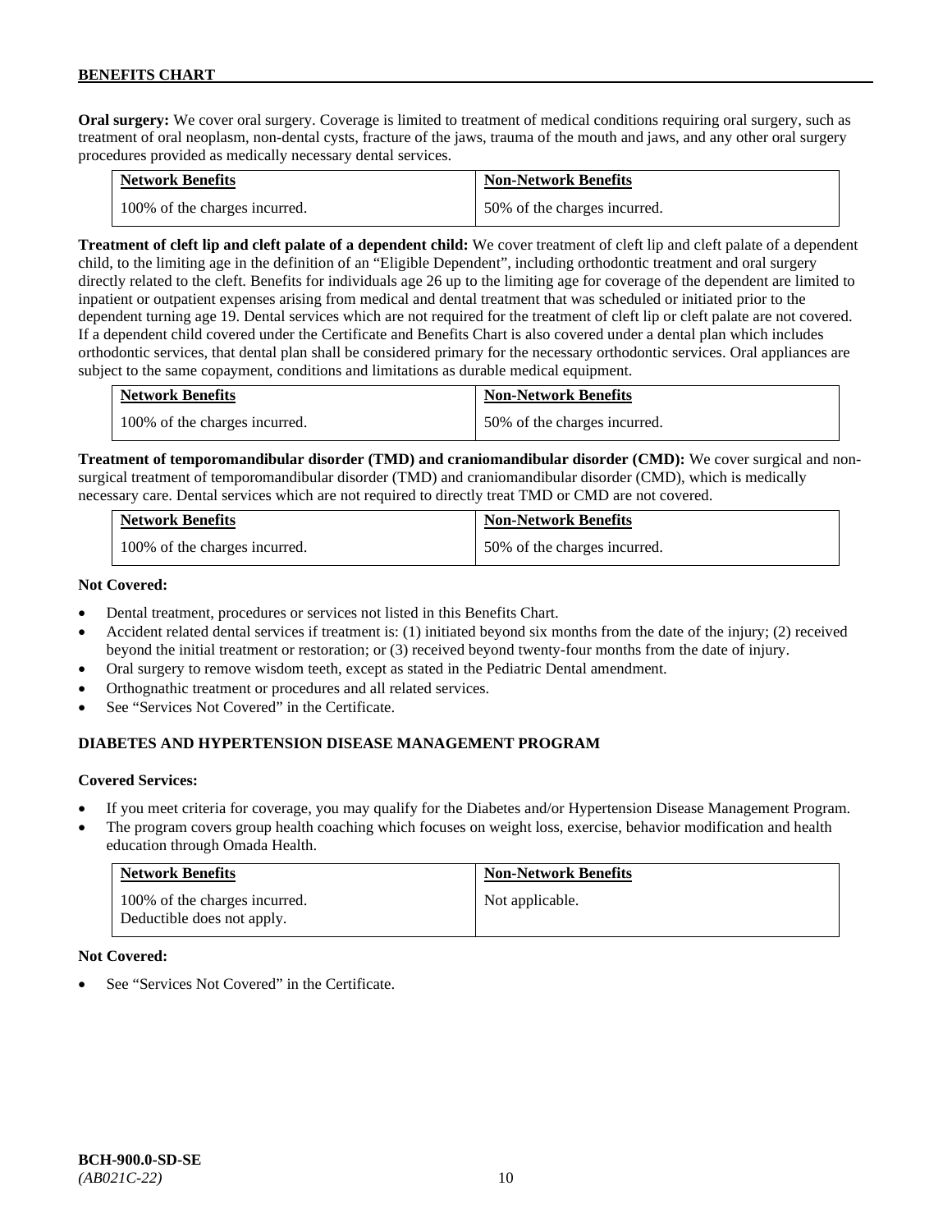**Oral surgery:** We cover oral surgery. Coverage is limited to treatment of medical conditions requiring oral surgery, such as treatment of oral neoplasm, non-dental cysts, fracture of the jaws, trauma of the mouth and jaws, and any other oral surgery procedures provided as medically necessary dental services.

| Network Benefits | Non-Network Benefits |
| --- | --- |
| 100% of the charges incurred. | 50% of the charges incurred. |

**Treatment of cleft lip and cleft palate of a dependent child:** We cover treatment of cleft lip and cleft palate of a dependent child, to the limiting age in the definition of an "Eligible Dependent", including orthodontic treatment and oral surgery directly related to the cleft. Benefits for individuals age 26 up to the limiting age for coverage of the dependent are limited to inpatient or outpatient expenses arising from medical and dental treatment that was scheduled or initiated prior to the dependent turning age 19. Dental services which are not required for the treatment of cleft lip or cleft palate are not covered. If a dependent child covered under the Certificate and Benefits Chart is also covered under a dental plan which includes orthodontic services, that dental plan shall be considered primary for the necessary orthodontic services. Oral appliances are subject to the same copayment, conditions and limitations as durable medical equipment.

| Network Benefits | Non-Network Benefits |
| --- | --- |
| 100% of the charges incurred. | 50% of the charges incurred. |

**Treatment of temporomandibular disorder (TMD) and craniomandibular disorder (CMD):** We cover surgical and non-surgical treatment of temporomandibular disorder (TMD) and craniomandibular disorder (CMD), which is medically necessary care. Dental services which are not required to directly treat TMD or CMD are not covered.

| Network Benefits | Non-Network Benefits |
| --- | --- |
| 100% of the charges incurred. | 50% of the charges incurred. |

**Not Covered:**

- Dental treatment, procedures or services not listed in this Benefits Chart.
- Accident related dental services if treatment is: (1) initiated beyond six months from the date of the injury; (2) received beyond the initial treatment or restoration; or (3) received beyond twenty-four months from the date of injury.
- Oral surgery to remove wisdom teeth, except as stated in the Pediatric Dental amendment.
- Orthognathic treatment or procedures and all related services.
- See "Services Not Covered" in the Certificate.

## DIABETES AND HYPERTENSION DISEASE MANAGEMENT PROGRAM

**Covered Services:**

- If you meet criteria for coverage, you may qualify for the Diabetes and/or Hypertension Disease Management Program.
- The program covers group health coaching which focuses on weight loss, exercise, behavior modification and health education through Omada Health.

| Network Benefits | Non-Network Benefits |
| --- | --- |
| 100% of the charges incurred.<br>Deductible does not apply. | Not applicable. |

**Not Covered:**

- See "Services Not Covered" in the Certificate.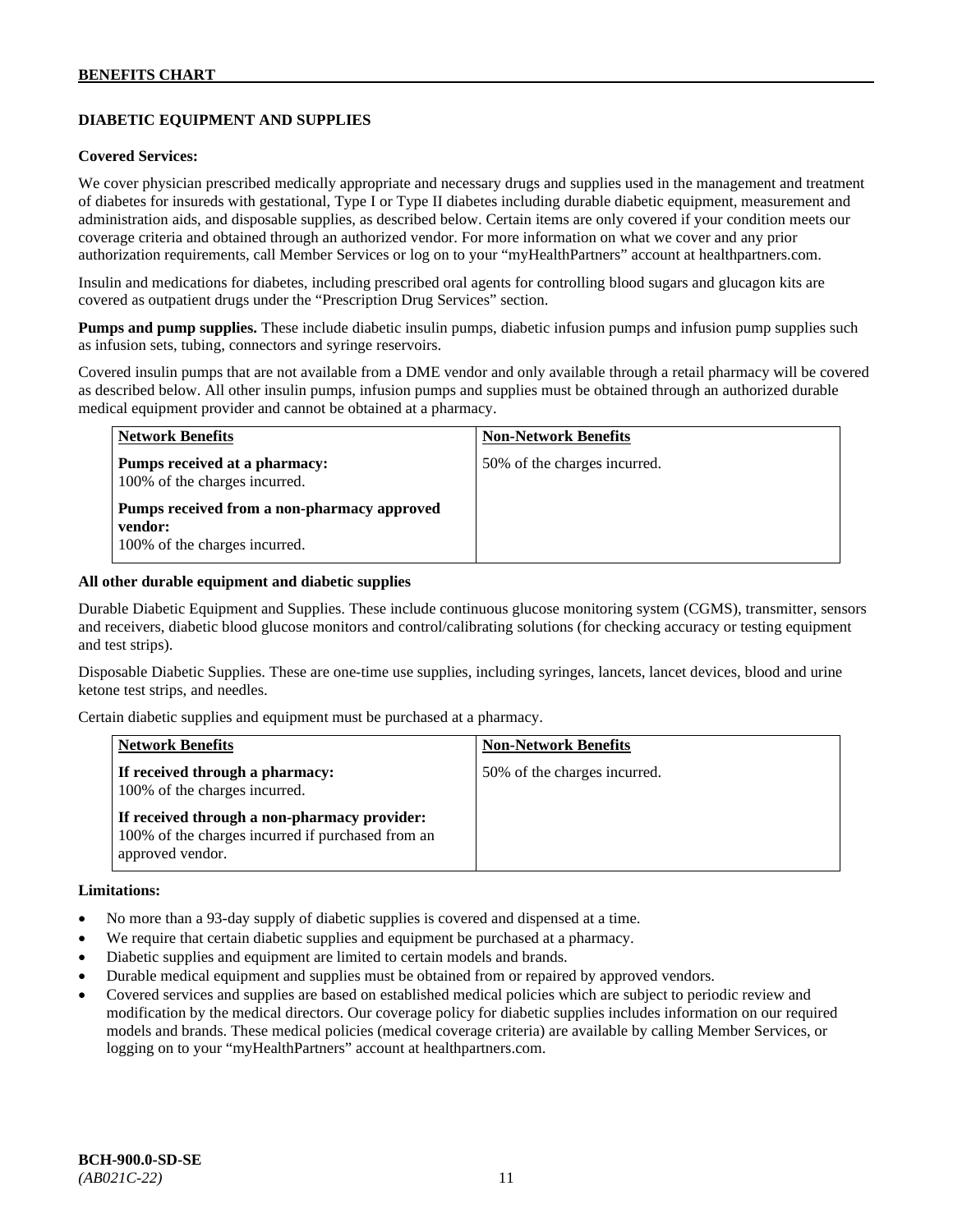## DIABETIC EQUIPMENT AND SUPPLIES

**Covered Services:**

We cover physician prescribed medically appropriate and necessary drugs and supplies used in the management and treatment of diabetes for insureds with gestational, Type I or Type II diabetes including durable diabetic equipment, measurement and administration aids, and disposable supplies, as described below. Certain items are only covered if your condition meets our coverage criteria and obtained through an authorized vendor. For more information on what we cover and any prior authorization requirements, call Member Services or log on to your "myHealthPartners" account at healthpartners.com.

Insulin and medications for diabetes, including prescribed oral agents for controlling blood sugars and glucagon kits are covered as outpatient drugs under the "Prescription Drug Services" section.

**Pumps and pump supplies.** These include diabetic insulin pumps, diabetic infusion pumps and infusion pump supplies such as infusion sets, tubing, connectors and syringe reservoirs.

Covered insulin pumps that are not available from a DME vendor and only available through a retail pharmacy will be covered as described below. All other insulin pumps, infusion pumps and supplies must be obtained through an authorized durable medical equipment provider and cannot be obtained at a pharmacy.

| Network Benefits | Non-Network Benefits |
|---|---|
| **Pumps received at a pharmacy:** 100% of the charges incurred.<br>**Pumps received from a non-pharmacy approved vendor:** 100% of the charges incurred. | 50% of the charges incurred. |

**All other durable equipment and diabetic supplies**

Durable Diabetic Equipment and Supplies. These include continuous glucose monitoring system (CGMS), transmitter, sensors and receivers, diabetic blood glucose monitors and control/calibrating solutions (for checking accuracy or testing equipment and test strips).

Disposable Diabetic Supplies. These are one-time use supplies, including syringes, lancets, lancet devices, blood and urine ketone test strips, and needles.

Certain diabetic supplies and equipment must be purchased at a pharmacy.

| Network Benefits | Non-Network Benefits |
|---|---|
| **If received through a pharmacy:** 100% of the charges incurred.<br>**If received through a non-pharmacy provider:** 100% of the charges incurred if purchased from an approved vendor. | 50% of the charges incurred. |

**Limitations:**

- No more than a 93-day supply of diabetic supplies is covered and dispensed at a time.
- We require that certain diabetic supplies and equipment be purchased at a pharmacy.
- Diabetic supplies and equipment are limited to certain models and brands.
- Durable medical equipment and supplies must be obtained from or repaired by approved vendors.
- Covered services and supplies are based on established medical policies which are subject to periodic review and modification by the medical directors. Our coverage policy for diabetic supplies includes information on our required models and brands. These medical policies (medical coverage criteria) are available by calling Member Services, or logging on to your "myHealthPartners" account at healthpartners.com.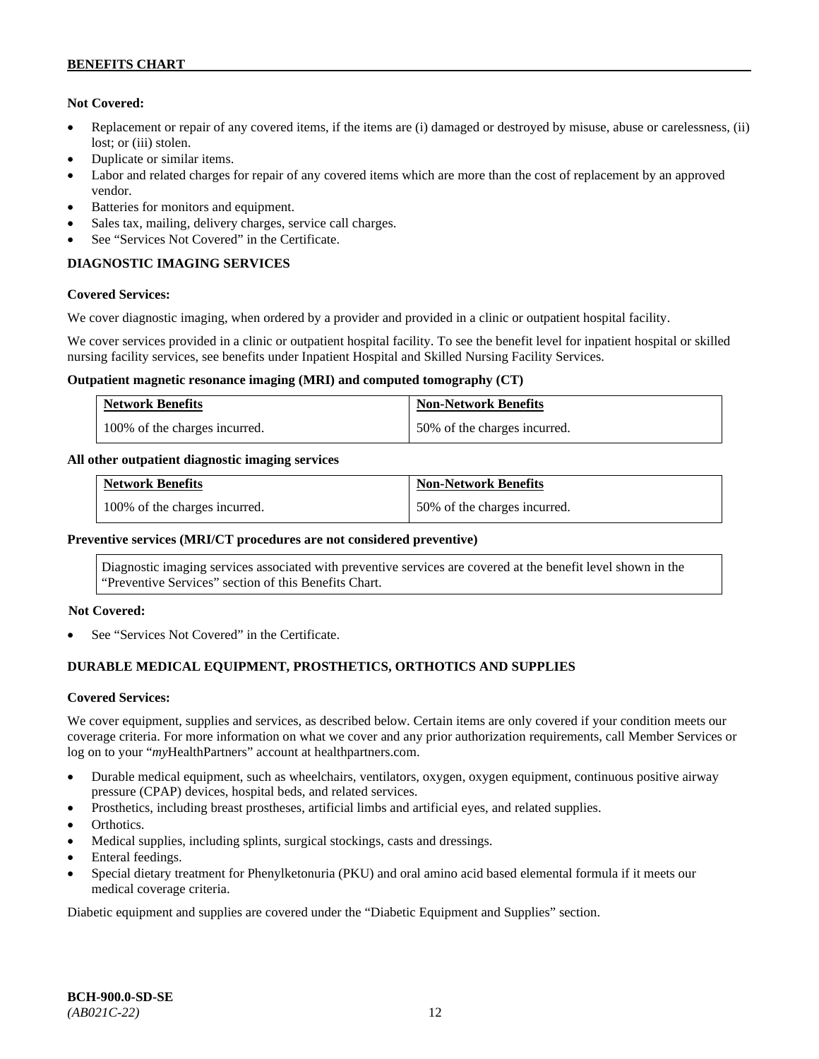**Not Covered:**

- Replacement or repair of any covered items, if the items are (i) damaged or destroyed by misuse, abuse or carelessness, (ii) lost; or (iii) stolen.
- Duplicate or similar items.
- Labor and related charges for repair of any covered items which are more than the cost of replacement by an approved vendor.
- Batteries for monitors and equipment.
- Sales tax, mailing, delivery charges, service call charges.
- See "Services Not Covered" in the Certificate.

## DIAGNOSTIC IMAGING SERVICES

**Covered Services:**

We cover diagnostic imaging, when ordered by a provider and provided in a clinic or outpatient hospital facility.

We cover services provided in a clinic or outpatient hospital facility. To see the benefit level for inpatient hospital or skilled nursing facility services, see benefits under Inpatient Hospital and Skilled Nursing Facility Services.

**Outpatient magnetic resonance imaging (MRI) and computed tomography (CT)**

| Network Benefits | Non-Network Benefits |
|---|---|
| 100% of the charges incurred. | 50% of the charges incurred. |

**All other outpatient diagnostic imaging services**

| Network Benefits | Non-Network Benefits |
|---|---|
| 100% of the charges incurred. | 50% of the charges incurred. |

**Preventive services (MRI/CT procedures are not considered preventive)**

| Diagnostic imaging services associated with preventive services are covered at the benefit level shown in the "Preventive Services" section of this Benefits Chart. |
|---|

**Not Covered:**

- See "Services Not Covered" in the Certificate.

## DURABLE MEDICAL EQUIPMENT, PROSTHETICS, ORTHOTICS AND SUPPLIES

**Covered Services:**

We cover equipment, supplies and services, as described below. Certain items are only covered if your condition meets our coverage criteria. For more information on what we cover and any prior authorization requirements, call Member Services or log on to your "*my*HealthPartners" account at healthpartners.com.

- Durable medical equipment, such as wheelchairs, ventilators, oxygen, oxygen equipment, continuous positive airway pressure (CPAP) devices, hospital beds, and related services.
- Prosthetics, including breast prostheses, artificial limbs and artificial eyes, and related supplies.
- Orthotics.
- Medical supplies, including splints, surgical stockings, casts and dressings.
- Enteral feedings.
- Special dietary treatment for Phenylketonuria (PKU) and oral amino acid based elemental formula if it meets our medical coverage criteria.

Diabetic equipment and supplies are covered under the "Diabetic Equipment and Supplies" section.

**BCH-900.0-SD-SE**
*(AB021C-22)*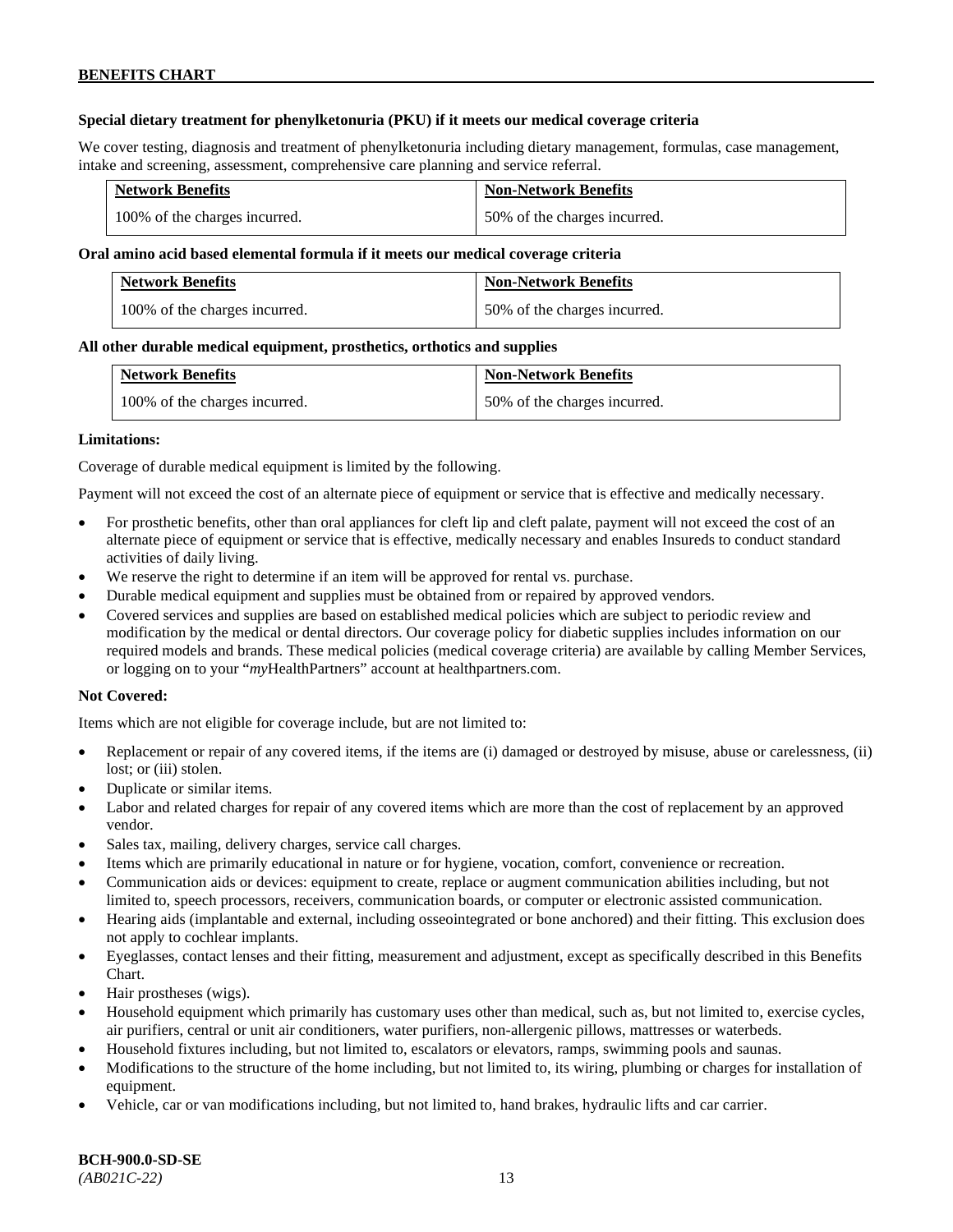**Special dietary treatment for phenylketonuria (PKU) if it meets our medical coverage criteria**

We cover testing, diagnosis and treatment of phenylketonuria including dietary management, formulas, case management, intake and screening, assessment, comprehensive care planning and service referral.

| Network Benefits | Non-Network Benefits |
| --- | --- |
| 100% of the charges incurred. | 50% of the charges incurred. |

**Oral amino acid based elemental formula if it meets our medical coverage criteria**

| Network Benefits | Non-Network Benefits |
| --- | --- |
| 100% of the charges incurred. | 50% of the charges incurred. |

**All other durable medical equipment, prosthetics, orthotics and supplies**

| Network Benefits | Non-Network Benefits |
| --- | --- |
| 100% of the charges incurred. | 50% of the charges incurred. |

**Limitations:**

Coverage of durable medical equipment is limited by the following.

Payment will not exceed the cost of an alternate piece of equipment or service that is effective and medically necessary.

- For prosthetic benefits, other than oral appliances for cleft lip and cleft palate, payment will not exceed the cost of an alternate piece of equipment or service that is effective, medically necessary and enables Insureds to conduct standard activities of daily living.
- We reserve the right to determine if an item will be approved for rental vs. purchase.
- Durable medical equipment and supplies must be obtained from or repaired by approved vendors.
- Covered services and supplies are based on established medical policies which are subject to periodic review and modification by the medical or dental directors. Our coverage policy for diabetic supplies includes information on our required models and brands. These medical policies (medical coverage criteria) are available by calling Member Services, or logging on to your "*my*HealthPartners" account at healthpartners.com.

**Not Covered:**

Items which are not eligible for coverage include, but are not limited to:

- Replacement or repair of any covered items, if the items are (i) damaged or destroyed by misuse, abuse or carelessness, (ii) lost; or (iii) stolen.
- Duplicate or similar items.
- Labor and related charges for repair of any covered items which are more than the cost of replacement by an approved vendor.
- Sales tax, mailing, delivery charges, service call charges.
- Items which are primarily educational in nature or for hygiene, vocation, comfort, convenience or recreation.
- Communication aids or devices: equipment to create, replace or augment communication abilities including, but not limited to, speech processors, receivers, communication boards, or computer or electronic assisted communication.
- Hearing aids (implantable and external, including osseointegrated or bone anchored) and their fitting. This exclusion does not apply to cochlear implants.
- Eyeglasses, contact lenses and their fitting, measurement and adjustment, except as specifically described in this Benefits Chart.
- Hair prostheses (wigs).
- Household equipment which primarily has customary uses other than medical, such as, but not limited to, exercise cycles, air purifiers, central or unit air conditioners, water purifiers, non-allergenic pillows, mattresses or waterbeds.
- Household fixtures including, but not limited to, escalators or elevators, ramps, swimming pools and saunas.
- Modifications to the structure of the home including, but not limited to, its wiring, plumbing or charges for installation of equipment.
- Vehicle, car or van modifications including, but not limited to, hand brakes, hydraulic lifts and car carrier.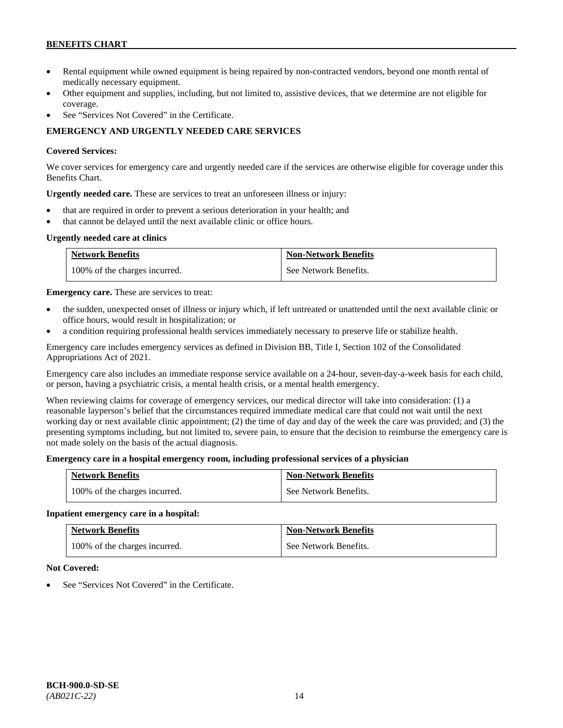- Rental equipment while owned equipment is being repaired by non-contracted vendors, beyond one month rental of medically necessary equipment.
- Other equipment and supplies, including, but not limited to, assistive devices, that we determine are not eligible for coverage.
- See "Services Not Covered" in the Certificate.

## EMERGENCY AND URGENTLY NEEDED CARE SERVICES

**Covered Services:**

We cover services for emergency care and urgently needed care if the services are otherwise eligible for coverage under this Benefits Chart.

**Urgently needed care.** These are services to treat an unforeseen illness or injury:

- that are required in order to prevent a serious deterioration in your health; and
- that cannot be delayed until the next available clinic or office hours.

**Urgently needed care at clinics**

| Network Benefits | Non-Network Benefits |
| --- | --- |
| 100% of the charges incurred. | See Network Benefits. |

**Emergency care.** These are services to treat:

- the sudden, unexpected onset of illness or injury which, if left untreated or unattended until the next available clinic or office hours, would result in hospitalization; or
- a condition requiring professional health services immediately necessary to preserve life or stabilize health.

Emergency care includes emergency services as defined in Division BB, Title I, Section 102 of the Consolidated Appropriations Act of 2021.

Emergency care also includes an immediate response service available on a 24-hour, seven-day-a-week basis for each child, or person, having a psychiatric crisis, a mental health crisis, or a mental health emergency.

When reviewing claims for coverage of emergency services, our medical director will take into consideration: (1) a reasonable layperson's belief that the circumstances required immediate medical care that could not wait until the next working day or next available clinic appointment; (2) the time of day and day of the week the care was provided; and (3) the presenting symptoms including, but not limited to, severe pain, to ensure that the decision to reimburse the emergency care is not made solely on the basis of the actual diagnosis.

**Emergency care in a hospital emergency room, including professional services of a physician**

| Network Benefits | Non-Network Benefits |
| --- | --- |
| 100% of the charges incurred. | See Network Benefits. |

**Inpatient emergency care in a hospital:**

| Network Benefits | Non-Network Benefits |
| --- | --- |
| 100% of the charges incurred. | See Network Benefits. |

**Not Covered:**

- See "Services Not Covered" in the Certificate.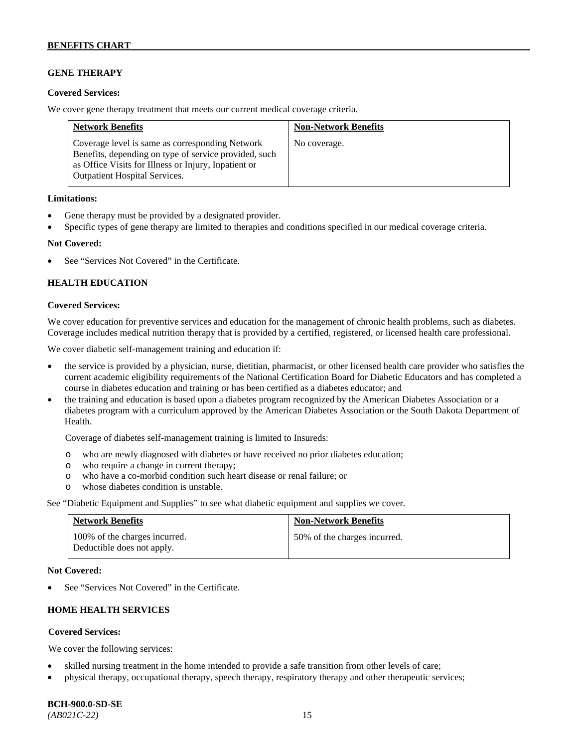## GENE THERAPY

**Covered Services:**

We cover gene therapy treatment that meets our current medical coverage criteria.

| Network Benefits | Non-Network Benefits |
| --- | --- |
| Coverage level is same as corresponding Network Benefits, depending on type of service provided, such as Office Visits for Illness or Injury, Inpatient or Outpatient Hospital Services. | No coverage. |

**Limitations:**

- Gene therapy must be provided by a designated provider.
- Specific types of gene therapy are limited to therapies and conditions specified in our medical coverage criteria.

**Not Covered:**

- See "Services Not Covered" in the Certificate.

## HEALTH EDUCATION

**Covered Services:**

We cover education for preventive services and education for the management of chronic health problems, such as diabetes. Coverage includes medical nutrition therapy that is provided by a certified, registered, or licensed health care professional.

We cover diabetic self-management training and education if:

- the service is provided by a physician, nurse, dietitian, pharmacist, or other licensed health care provider who satisfies the current academic eligibility requirements of the National Certification Board for Diabetic Educators and has completed a course in diabetes education and training or has been certified as a diabetes educator; and
- the training and education is based upon a diabetes program recognized by the American Diabetes Association or a diabetes program with a curriculum approved by the American Diabetes Association or the South Dakota Department of Health.

  Coverage of diabetes self-management training is limited to Insureds:

  - who are newly diagnosed with diabetes or have received no prior diabetes education;
  - who require a change in current therapy;
  - who have a co-morbid condition such heart disease or renal failure; or
  - whose diabetes condition is unstable.

See "Diabetic Equipment and Supplies" to see what diabetic equipment and supplies we cover.

| Network Benefits | Non-Network Benefits |
| --- | --- |
| 100% of the charges incurred. Deductible does not apply. | 50% of the charges incurred. |

**Not Covered:**

- See "Services Not Covered" in the Certificate.

## HOME HEALTH SERVICES

**Covered Services:**

We cover the following services:

- skilled nursing treatment in the home intended to provide a safe transition from other levels of care;
- physical therapy, occupational therapy, speech therapy, respiratory therapy and other therapeutic services;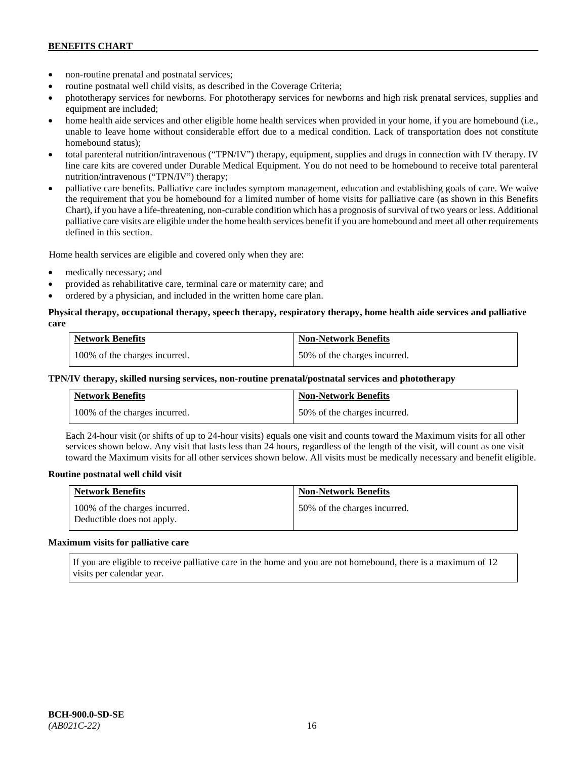- non-routine prenatal and postnatal services;
- routine postnatal well child visits, as described in the Coverage Criteria;
- phototherapy services for newborns. For phototherapy services for newborns and high risk prenatal services, supplies and equipment are included;
- home health aide services and other eligible home health services when provided in your home, if you are homebound (i.e., unable to leave home without considerable effort due to a medical condition. Lack of transportation does not constitute homebound status);
- total parenteral nutrition/intravenous ("TPN/IV") therapy, equipment, supplies and drugs in connection with IV therapy. IV line care kits are covered under Durable Medical Equipment. You do not need to be homebound to receive total parenteral nutrition/intravenous ("TPN/IV") therapy;
- palliative care benefits. Palliative care includes symptom management, education and establishing goals of care. We waive the requirement that you be homebound for a limited number of home visits for palliative care (as shown in this Benefits Chart), if you have a life-threatening, non-curable condition which has a prognosis of survival of two years or less. Additional palliative care visits are eligible under the home health services benefit if you are homebound and meet all other requirements defined in this section.

Home health services are eligible and covered only when they are:

- medically necessary; and
- provided as rehabilitative care, terminal care or maternity care; and
- ordered by a physician, and included in the written home care plan.

**Physical therapy, occupational therapy, speech therapy, respiratory therapy, home health aide services and palliative care**

| Network Benefits | Non-Network Benefits |
| --- | --- |
| 100% of the charges incurred. | 50% of the charges incurred. |

**TPN/IV therapy, skilled nursing services, non-routine prenatal/postnatal services and phototherapy**

| Network Benefits | Non-Network Benefits |
| --- | --- |
| 100% of the charges incurred. | 50% of the charges incurred. |

Each 24-hour visit (or shifts of up to 24-hour visits) equals one visit and counts toward the Maximum visits for all other services shown below. Any visit that lasts less than 24 hours, regardless of the length of the visit, will count as one visit toward the Maximum visits for all other services shown below. All visits must be medically necessary and benefit eligible.

**Routine postnatal well child visit**

| Network Benefits | Non-Network Benefits |
| --- | --- |
| 100% of the charges incurred. Deductible does not apply. | 50% of the charges incurred. |

**Maximum visits for palliative care**

| If you are eligible to receive palliative care in the home and you are not homebound, there is a maximum of 12 visits per calendar year. |
| --- |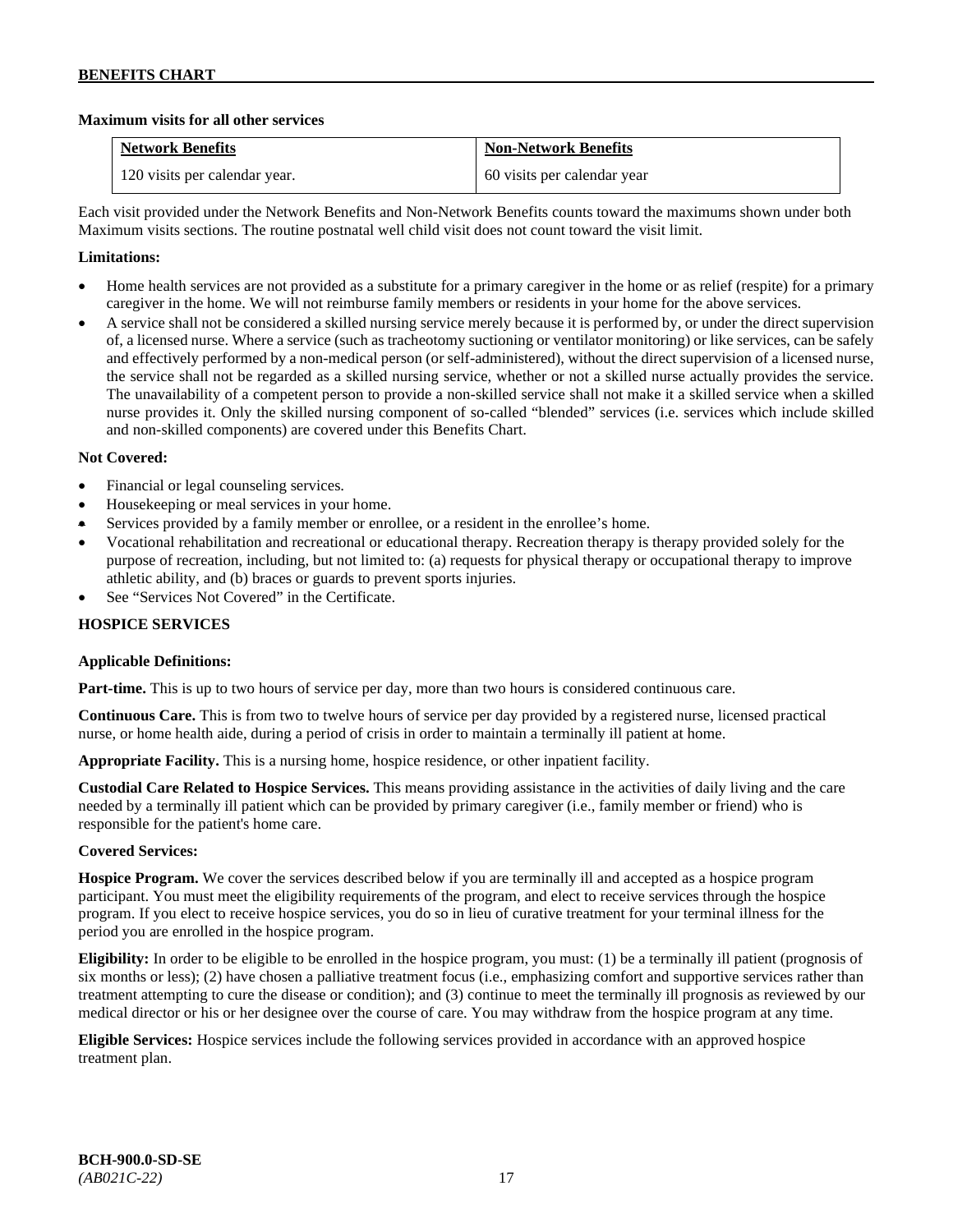**Maximum visits for all other services**

| Network Benefits | Non-Network Benefits |
| --- | --- |
| 120 visits per calendar year. | 60 visits per calendar year |

Each visit provided under the Network Benefits and Non-Network Benefits counts toward the maximums shown under both Maximum visits sections. The routine postnatal well child visit does not count toward the visit limit.

**Limitations:**

- Home health services are not provided as a substitute for a primary caregiver in the home or as relief (respite) for a primary caregiver in the home. We will not reimburse family members or residents in your home for the above services.
- A service shall not be considered a skilled nursing service merely because it is performed by, or under the direct supervision of, a licensed nurse. Where a service (such as tracheotomy suctioning or ventilator monitoring) or like services, can be safely and effectively performed by a non-medical person (or self-administered), without the direct supervision of a licensed nurse, the service shall not be regarded as a skilled nursing service, whether or not a skilled nurse actually provides the service. The unavailability of a competent person to provide a non-skilled service shall not make it a skilled service when a skilled nurse provides it. Only the skilled nursing component of so-called "blended" services (i.e. services which include skilled and non-skilled components) are covered under this Benefits Chart.

**Not Covered:**

- Financial or legal counseling services.
- Housekeeping or meal services in your home.
- Services provided by a family member or enrollee, or a resident in the enrollee's home.
- Vocational rehabilitation and recreational or educational therapy. Recreation therapy is therapy provided solely for the purpose of recreation, including, but not limited to: (a) requests for physical therapy or occupational therapy to improve athletic ability, and (b) braces or guards to prevent sports injuries.
- See "Services Not Covered" in the Certificate.

### HOSPICE SERVICES

**Applicable Definitions:**

**Part-time.** This is up to two hours of service per day, more than two hours is considered continuous care.

**Continuous Care.** This is from two to twelve hours of service per day provided by a registered nurse, licensed practical nurse, or home health aide, during a period of crisis in order to maintain a terminally ill patient at home.

**Appropriate Facility.** This is a nursing home, hospice residence, or other inpatient facility.

**Custodial Care Related to Hospice Services.** This means providing assistance in the activities of daily living and the care needed by a terminally ill patient which can be provided by primary caregiver (i.e., family member or friend) who is responsible for the patient's home care.

**Covered Services:**

**Hospice Program.** We cover the services described below if you are terminally ill and accepted as a hospice program participant. You must meet the eligibility requirements of the program, and elect to receive services through the hospice program. If you elect to receive hospice services, you do so in lieu of curative treatment for your terminal illness for the period you are enrolled in the hospice program.

**Eligibility:** In order to be eligible to be enrolled in the hospice program, you must: (1) be a terminally ill patient (prognosis of six months or less); (2) have chosen a palliative treatment focus (i.e., emphasizing comfort and supportive services rather than treatment attempting to cure the disease or condition); and (3) continue to meet the terminally ill prognosis as reviewed by our medical director or his or her designee over the course of care. You may withdraw from the hospice program at any time.

**Eligible Services:** Hospice services include the following services provided in accordance with an approved hospice treatment plan.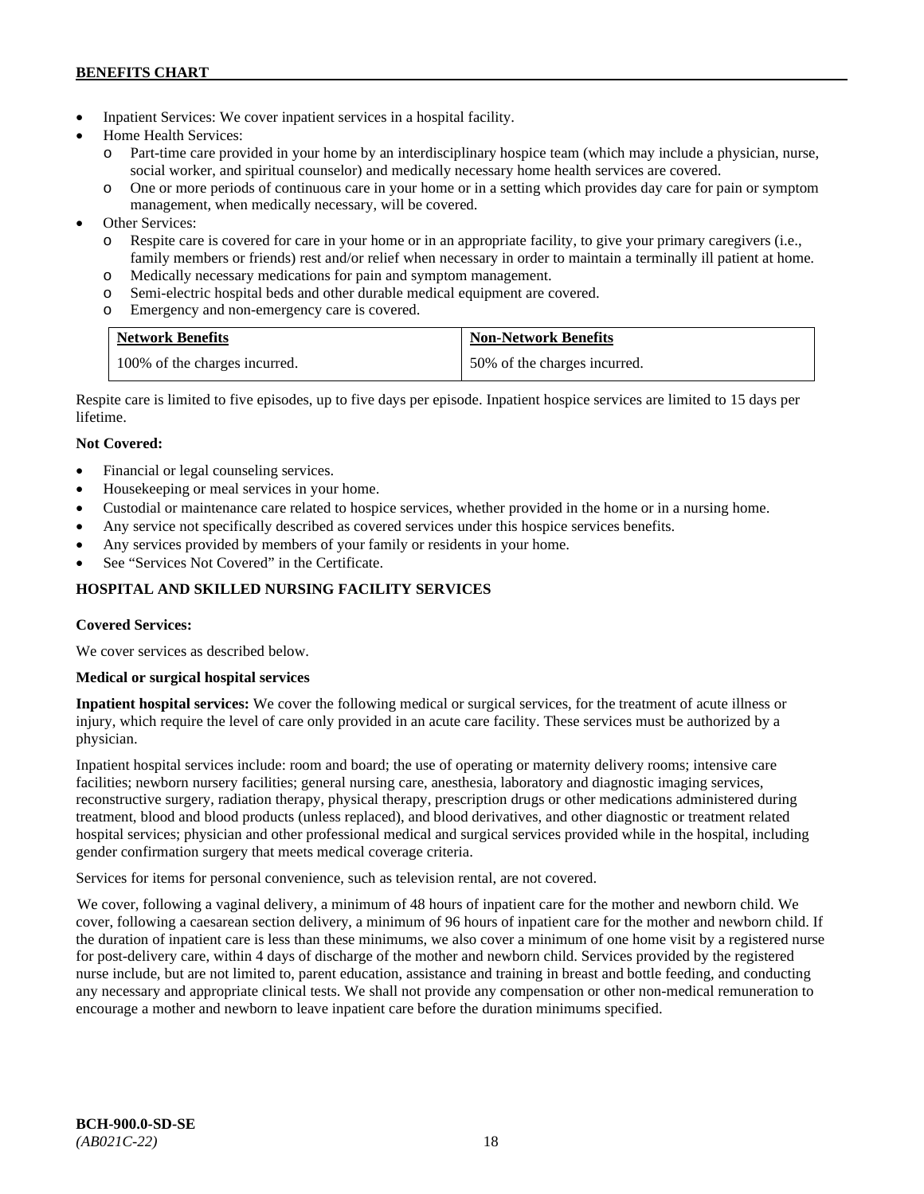- Inpatient Services: We cover inpatient services in a hospital facility.
- Home Health Services:
  - Part-time care provided in your home by an interdisciplinary hospice team (which may include a physician, nurse, social worker, and spiritual counselor) and medically necessary home health services are covered.
  - One or more periods of continuous care in your home or in a setting which provides day care for pain or symptom management, when medically necessary, will be covered.
- Other Services:
  - Respite care is covered for care in your home or in an appropriate facility, to give your primary caregivers (i.e., family members or friends) rest and/or relief when necessary in order to maintain a terminally ill patient at home.
  - Medically necessary medications for pain and symptom management.
  - Semi-electric hospital beds and other durable medical equipment are covered.
  - Emergency and non-emergency care is covered.

| Network Benefits | Non-Network Benefits |
|---|---|
| 100% of the charges incurred. | 50% of the charges incurred. |

Respite care is limited to five episodes, up to five days per episode. Inpatient hospice services are limited to 15 days per lifetime.

**Not Covered:**

- Financial or legal counseling services.
- Housekeeping or meal services in your home.
- Custodial or maintenance care related to hospice services, whether provided in the home or in a nursing home.
- Any service not specifically described as covered services under this hospice services benefits.
- Any services provided by members of your family or residents in your home.
- See "Services Not Covered" in the Certificate.

## HOSPITAL AND SKILLED NURSING FACILITY SERVICES

**Covered Services:**

We cover services as described below.

**Medical or surgical hospital services**

**Inpatient hospital services:** We cover the following medical or surgical services, for the treatment of acute illness or injury, which require the level of care only provided in an acute care facility. These services must be authorized by a physician.

Inpatient hospital services include: room and board; the use of operating or maternity delivery rooms; intensive care facilities; newborn nursery facilities; general nursing care, anesthesia, laboratory and diagnostic imaging services, reconstructive surgery, radiation therapy, physical therapy, prescription drugs or other medications administered during treatment, blood and blood products (unless replaced), and blood derivatives, and other diagnostic or treatment related hospital services; physician and other professional medical and surgical services provided while in the hospital, including gender confirmation surgery that meets medical coverage criteria.

Services for items for personal convenience, such as television rental, are not covered.

We cover, following a vaginal delivery, a minimum of 48 hours of inpatient care for the mother and newborn child. We cover, following a caesarean section delivery, a minimum of 96 hours of inpatient care for the mother and newborn child. If the duration of inpatient care is less than these minimums, we also cover a minimum of one home visit by a registered nurse for post-delivery care, within 4 days of discharge of the mother and newborn child. Services provided by the registered nurse include, but are not limited to, parent education, assistance and training in breast and bottle feeding, and conducting any necessary and appropriate clinical tests. We shall not provide any compensation or other non-medical remuneration to encourage a mother and newborn to leave inpatient care before the duration minimums specified.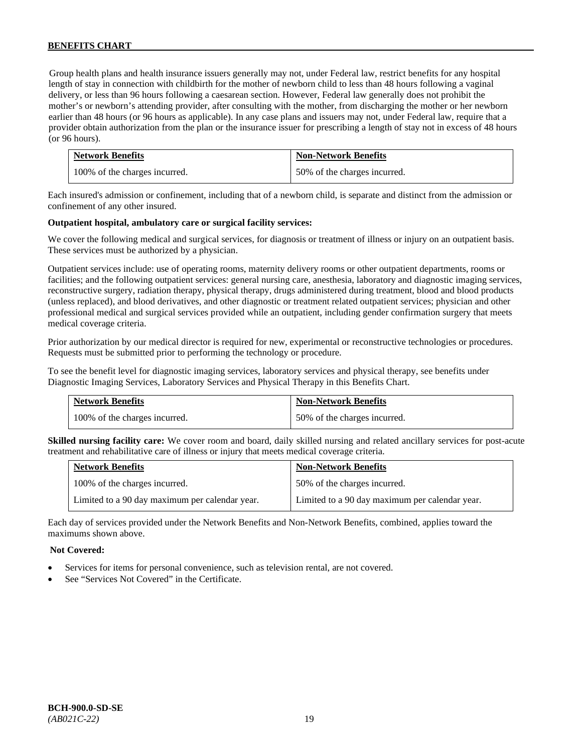Group health plans and health insurance issuers generally may not, under Federal law, restrict benefits for any hospital length of stay in connection with childbirth for the mother of newborn child to less than 48 hours following a vaginal delivery, or less than 96 hours following a caesarean section. However, Federal law generally does not prohibit the mother's or newborn's attending provider, after consulting with the mother, from discharging the mother or her newborn earlier than 48 hours (or 96 hours as applicable). In any case plans and issuers may not, under Federal law, require that a provider obtain authorization from the plan or the insurance issuer for prescribing a length of stay not in excess of 48 hours (or 96 hours).

| Network Benefits | Non-Network Benefits |
|---|---|
| 100% of the charges incurred. | 50% of the charges incurred. |

Each insured's admission or confinement, including that of a newborn child, is separate and distinct from the admission or confinement of any other insured.

**Outpatient hospital, ambulatory care or surgical facility services:**

We cover the following medical and surgical services, for diagnosis or treatment of illness or injury on an outpatient basis. These services must be authorized by a physician.

Outpatient services include: use of operating rooms, maternity delivery rooms or other outpatient departments, rooms or facilities; and the following outpatient services: general nursing care, anesthesia, laboratory and diagnostic imaging services, reconstructive surgery, radiation therapy, physical therapy, drugs administered during treatment, blood and blood products (unless replaced), and blood derivatives, and other diagnostic or treatment related outpatient services; physician and other professional medical and surgical services provided while an outpatient, including gender confirmation surgery that meets medical coverage criteria.

Prior authorization by our medical director is required for new, experimental or reconstructive technologies or procedures. Requests must be submitted prior to performing the technology or procedure.

To see the benefit level for diagnostic imaging services, laboratory services and physical therapy, see benefits under Diagnostic Imaging Services, Laboratory Services and Physical Therapy in this Benefits Chart.

| Network Benefits | Non-Network Benefits |
|---|---|
| 100% of the charges incurred. | 50% of the charges incurred. |

**Skilled nursing facility care:** We cover room and board, daily skilled nursing and related ancillary services for post-acute treatment and rehabilitative care of illness or injury that meets medical coverage criteria.

| Network Benefits | Non-Network Benefits |
|---|---|
| 100% of the charges incurred. | 50% of the charges incurred. |
| Limited to a 90 day maximum per calendar year. | Limited to a 90 day maximum per calendar year. |

Each day of services provided under the Network Benefits and Non-Network Benefits, combined, applies toward the maximums shown above.

**Not Covered:**

- Services for items for personal convenience, such as television rental, are not covered.
- See "Services Not Covered" in the Certificate.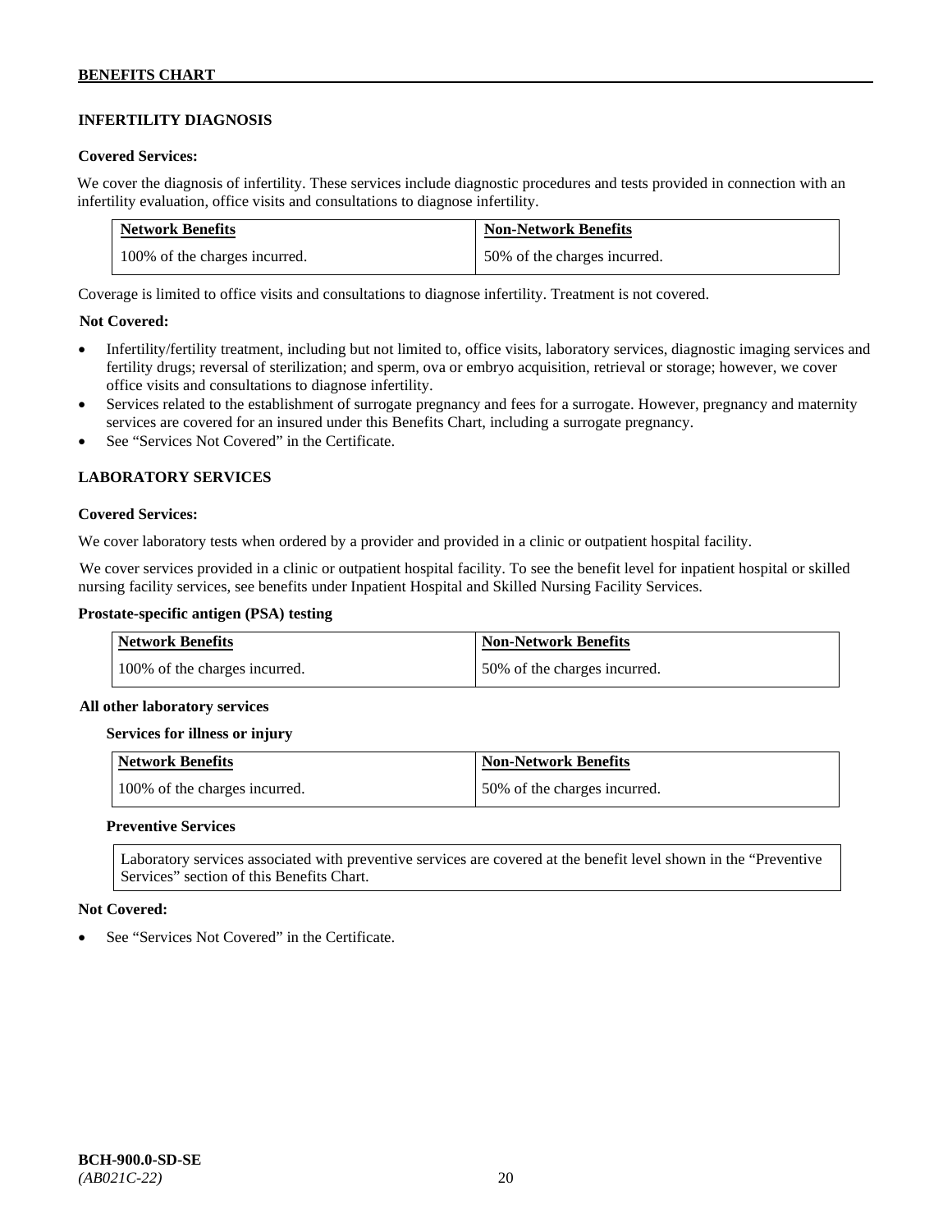## INFERTILITY DIAGNOSIS

**Covered Services:**

We cover the diagnosis of infertility. These services include diagnostic procedures and tests provided in connection with an infertility evaluation, office visits and consultations to diagnose infertility.

| Network Benefits | Non-Network Benefits |
|---|---|
| 100% of the charges incurred. | 50% of the charges incurred. |

Coverage is limited to office visits and consultations to diagnose infertility. Treatment is not covered.

**Not Covered:**

- Infertility/fertility treatment, including but not limited to, office visits, laboratory services, diagnostic imaging services and fertility drugs; reversal of sterilization; and sperm, ova or embryo acquisition, retrieval or storage; however, we cover office visits and consultations to diagnose infertility.
- Services related to the establishment of surrogate pregnancy and fees for a surrogate. However, pregnancy and maternity services are covered for an insured under this Benefits Chart, including a surrogate pregnancy.
- See "Services Not Covered" in the Certificate.

## LABORATORY SERVICES

**Covered Services:**

We cover laboratory tests when ordered by a provider and provided in a clinic or outpatient hospital facility.

We cover services provided in a clinic or outpatient hospital facility. To see the benefit level for inpatient hospital or skilled nursing facility services, see benefits under Inpatient Hospital and Skilled Nursing Facility Services.

**Prostate-specific antigen (PSA) testing**

| Network Benefits | Non-Network Benefits |
|---|---|
| 100% of the charges incurred. | 50% of the charges incurred. |

**All other laboratory services**

**Services for illness or injury**

| Network Benefits | Non-Network Benefits |
|---|---|
| 100% of the charges incurred. | 50% of the charges incurred. |

**Preventive Services**

Laboratory services associated with preventive services are covered at the benefit level shown in the "Preventive Services" section of this Benefits Chart.

**Not Covered:**

- See "Services Not Covered" in the Certificate.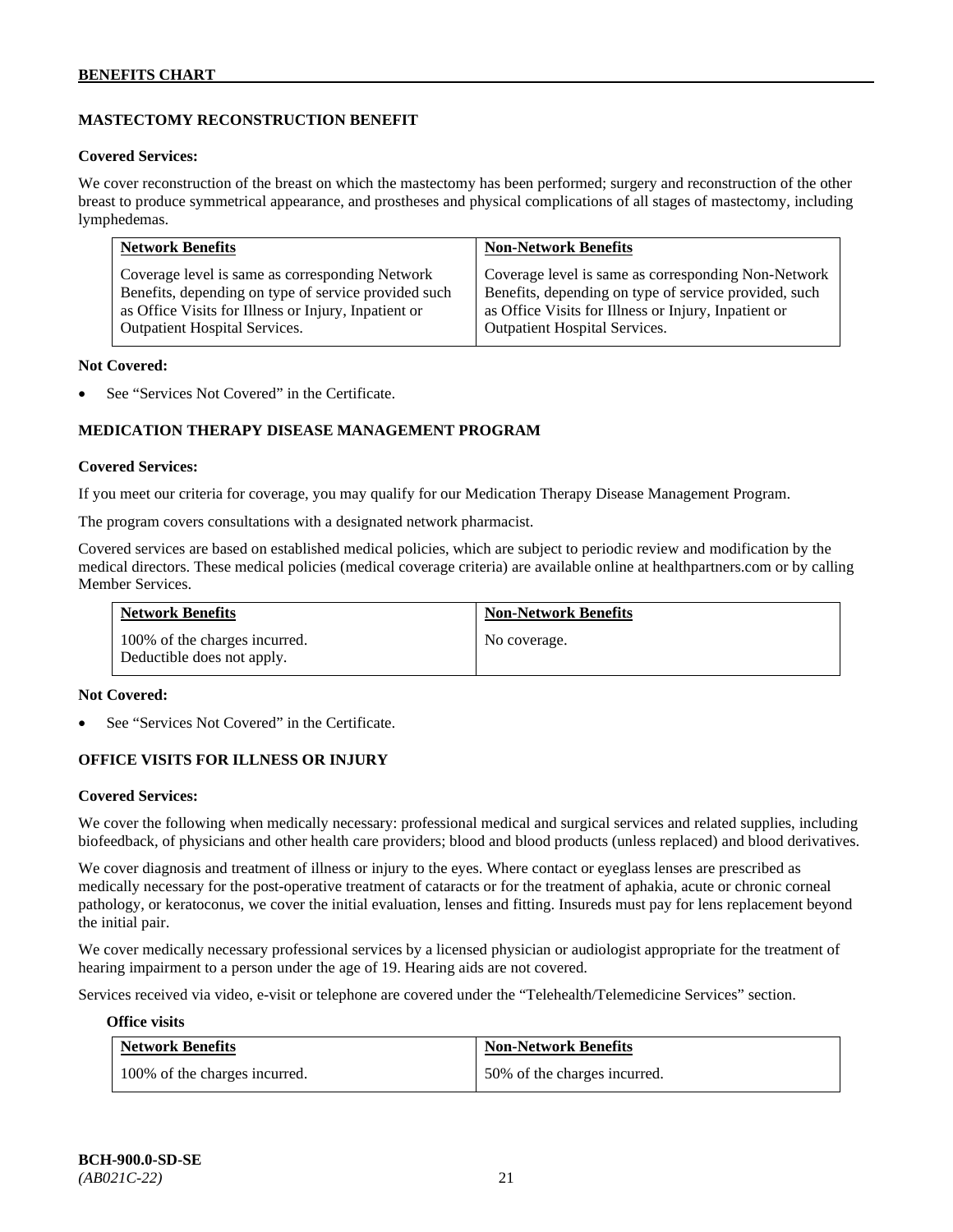## MASTECTOMY RECONSTRUCTION BENEFIT

**Covered Services:**

We cover reconstruction of the breast on which the mastectomy has been performed; surgery and reconstruction of the other breast to produce symmetrical appearance, and prostheses and physical complications of all stages of mastectomy, including lymphedemas.

| Network Benefits | Non-Network Benefits |
|---|---|
| Coverage level is same as corresponding Network Benefits, depending on type of service provided such as Office Visits for Illness or Injury, Inpatient or Outpatient Hospital Services. | Coverage level is same as corresponding Non-Network Benefits, depending on type of service provided, such as Office Visits for Illness or Injury, Inpatient or Outpatient Hospital Services. |

**Not Covered:**

- See "Services Not Covered" in the Certificate.

## MEDICATION THERAPY DISEASE MANAGEMENT PROGRAM

**Covered Services:**

If you meet our criteria for coverage, you may qualify for our Medication Therapy Disease Management Program.

The program covers consultations with a designated network pharmacist.

Covered services are based on established medical policies, which are subject to periodic review and modification by the medical directors. These medical policies (medical coverage criteria) are available online at healthpartners.com or by calling Member Services.

| Network Benefits | Non-Network Benefits |
|---|---|
| 100% of the charges incurred. Deductible does not apply. | No coverage. |

**Not Covered:**

- See "Services Not Covered" in the Certificate.

## OFFICE VISITS FOR ILLNESS OR INJURY

**Covered Services:**

We cover the following when medically necessary: professional medical and surgical services and related supplies, including biofeedback, of physicians and other health care providers; blood and blood products (unless replaced) and blood derivatives.

We cover diagnosis and treatment of illness or injury to the eyes. Where contact or eyeglass lenses are prescribed as medically necessary for the post-operative treatment of cataracts or for the treatment of aphakia, acute or chronic corneal pathology, or keratoconus, we cover the initial evaluation, lenses and fitting. Insureds must pay for lens replacement beyond the initial pair.

We cover medically necessary professional services by a licensed physician or audiologist appropriate for the treatment of hearing impairment to a person under the age of 19. Hearing aids are not covered.

Services received via video, e-visit or telephone are covered under the "Telehealth/Telemedicine Services" section.

**Office visits**

| Network Benefits | Non-Network Benefits |
|---|---|
| 100% of the charges incurred. | 50% of the charges incurred. |

**BCH-900.0-SD-SE**
*(AB021C-22)*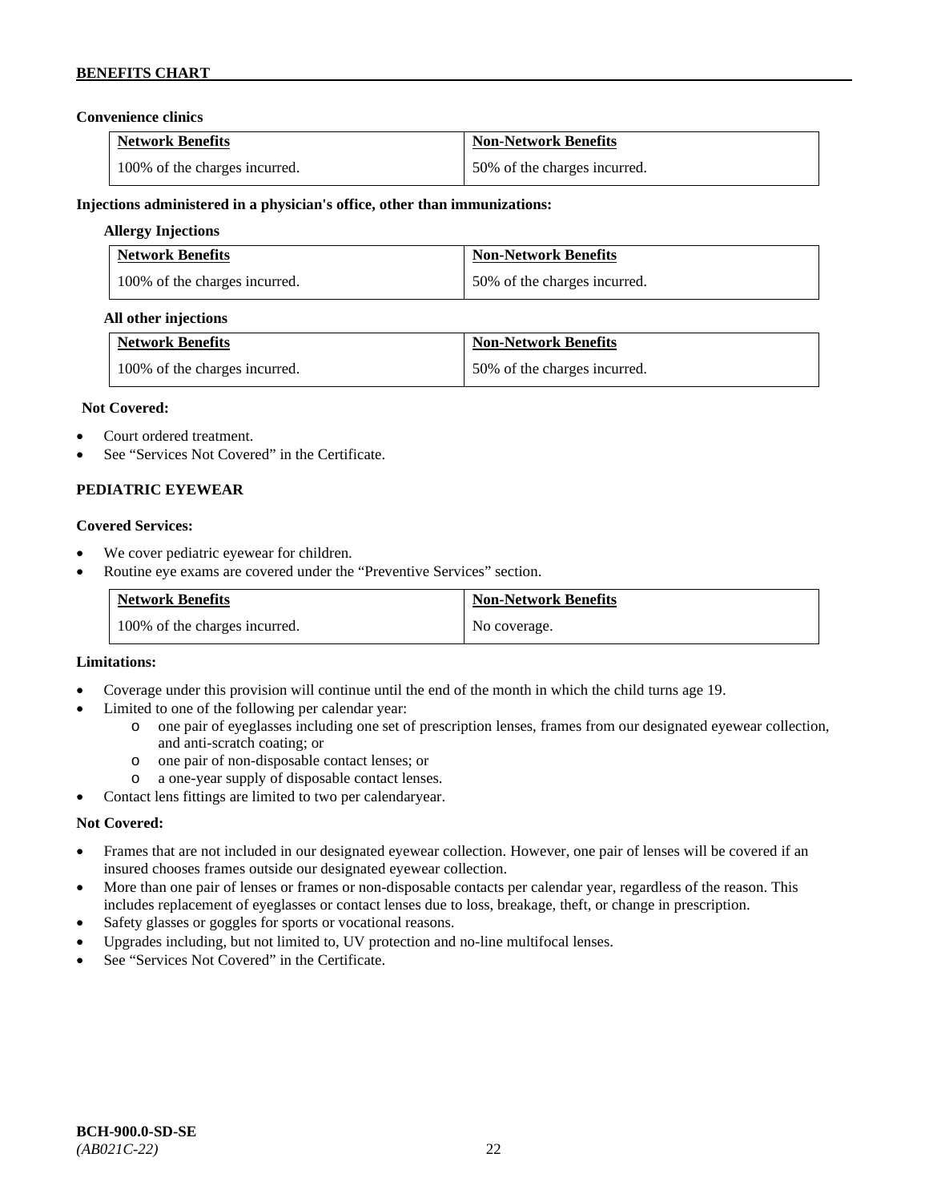**Convenience clinics**

| Network Benefits | Non-Network Benefits |
| --- | --- |
| 100% of the charges incurred. | 50% of the charges incurred. |

**Injections administered in a physician's office, other than immunizations:**

**Allergy Injections**

| Network Benefits | Non-Network Benefits |
| --- | --- |
| 100% of the charges incurred. | 50% of the charges incurred. |

**All other injections**

| Network Benefits | Non-Network Benefits |
| --- | --- |
| 100% of the charges incurred. | 50% of the charges incurred. |

**Not Covered:**

- Court ordered treatment.
- See "Services Not Covered" in the Certificate.

**PEDIATRIC EYEWEAR**

**Covered Services:**

- We cover pediatric eyewear for children.
- Routine eye exams are covered under the "Preventive Services" section.

| Network Benefits | Non-Network Benefits |
| --- | --- |
| 100% of the charges incurred. | No coverage. |

**Limitations:**

- Coverage under this provision will continue until the end of the month in which the child turns age 19.
- Limited to one of the following per calendar year:
  - one pair of eyeglasses including one set of prescription lenses, frames from our designated eyewear collection, and anti-scratch coating; or
  - one pair of non-disposable contact lenses; or
  - a one-year supply of disposable contact lenses.
- Contact lens fittings are limited to two per calendaryear.

**Not Covered:**

- Frames that are not included in our designated eyewear collection. However, one pair of lenses will be covered if an insured chooses frames outside our designated eyewear collection.
- More than one pair of lenses or frames or non-disposable contacts per calendar year, regardless of the reason. This includes replacement of eyeglasses or contact lenses due to loss, breakage, theft, or change in prescription.
- Safety glasses or goggles for sports or vocational reasons.
- Upgrades including, but not limited to, UV protection and no-line multifocal lenses.
- See "Services Not Covered" in the Certificate.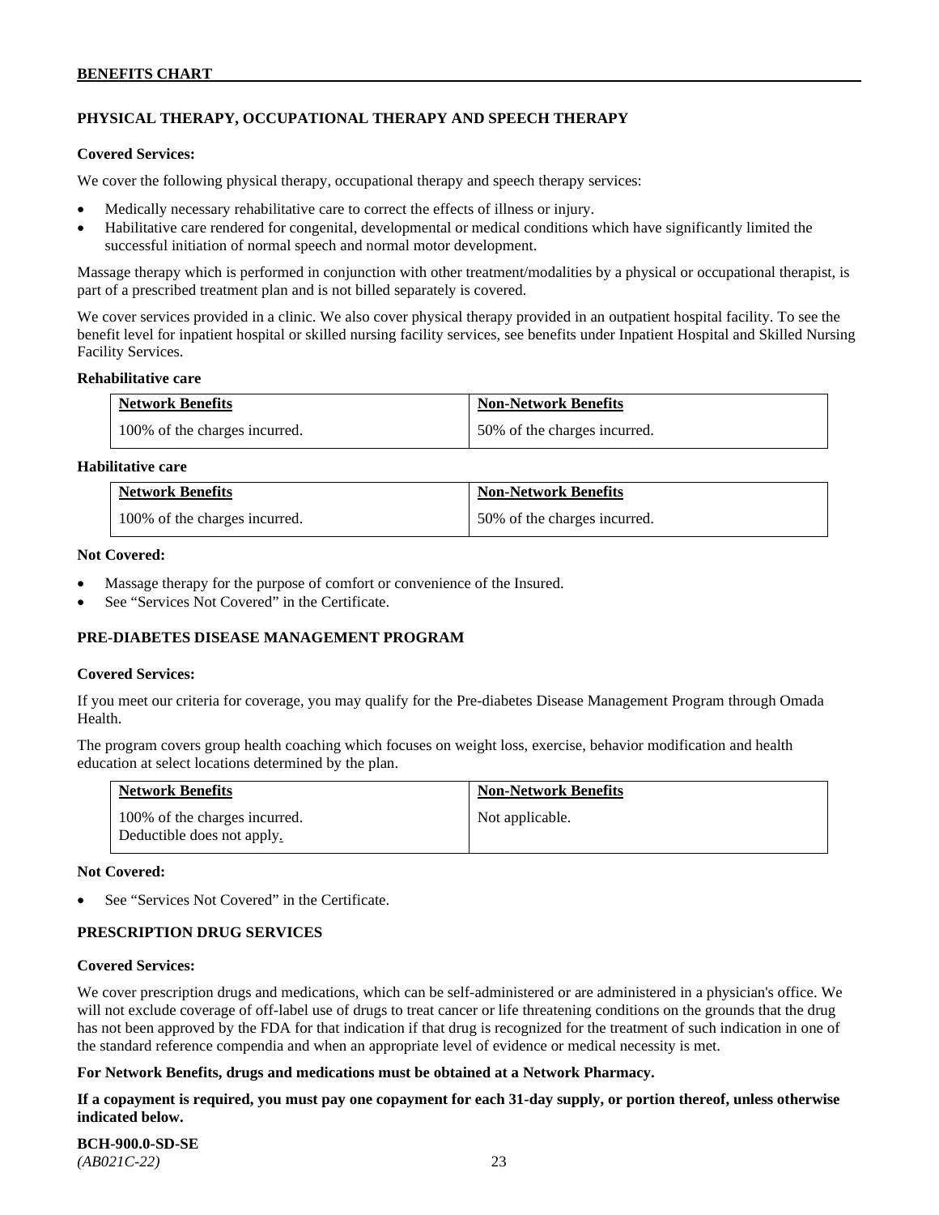## PHYSICAL THERAPY, OCCUPATIONAL THERAPY AND SPEECH THERAPY

**Covered Services:**

We cover the following physical therapy, occupational therapy and speech therapy services:

- Medically necessary rehabilitative care to correct the effects of illness or injury.
- Habilitative care rendered for congenital, developmental or medical conditions which have significantly limited the successful initiation of normal speech and normal motor development.

Massage therapy which is performed in conjunction with other treatment/modalities by a physical or occupational therapist, is part of a prescribed treatment plan and is not billed separately is covered.

We cover services provided in a clinic. We also cover physical therapy provided in an outpatient hospital facility. To see the benefit level for inpatient hospital or skilled nursing facility services, see benefits under Inpatient Hospital and Skilled Nursing Facility Services.

**Rehabilitative care**

| Network Benefits | Non-Network Benefits |
|---|---|
| 100% of the charges incurred. | 50% of the charges incurred. |

**Habilitative care**

| Network Benefits | Non-Network Benefits |
|---|---|
| 100% of the charges incurred. | 50% of the charges incurred. |

**Not Covered:**

- Massage therapy for the purpose of comfort or convenience of the Insured.
- See "Services Not Covered" in the Certificate.

## PRE-DIABETES DISEASE MANAGEMENT PROGRAM

**Covered Services:**

If you meet our criteria for coverage, you may qualify for the Pre-diabetes Disease Management Program through Omada Health.

The program covers group health coaching which focuses on weight loss, exercise, behavior modification and health education at select locations determined by the plan.

| Network Benefits | Non-Network Benefits |
|---|---|
| 100% of the charges incurred.<br>Deductible does not apply. | Not applicable. |

**Not Covered:**

- See "Services Not Covered" in the Certificate.

## PRESCRIPTION DRUG SERVICES

**Covered Services:**

We cover prescription drugs and medications, which can be self-administered or are administered in a physician's office. We will not exclude coverage of off-label use of drugs to treat cancer or life threatening conditions on the grounds that the drug has not been approved by the FDA for that indication if that drug is recognized for the treatment of such indication in one of the standard reference compendia and when an appropriate level of evidence or medical necessity is met.

**For Network Benefits, drugs and medications must be obtained at a Network Pharmacy.**

**If a copayment is required, you must pay one copayment for each 31-day supply, or portion thereof, unless otherwise indicated below.**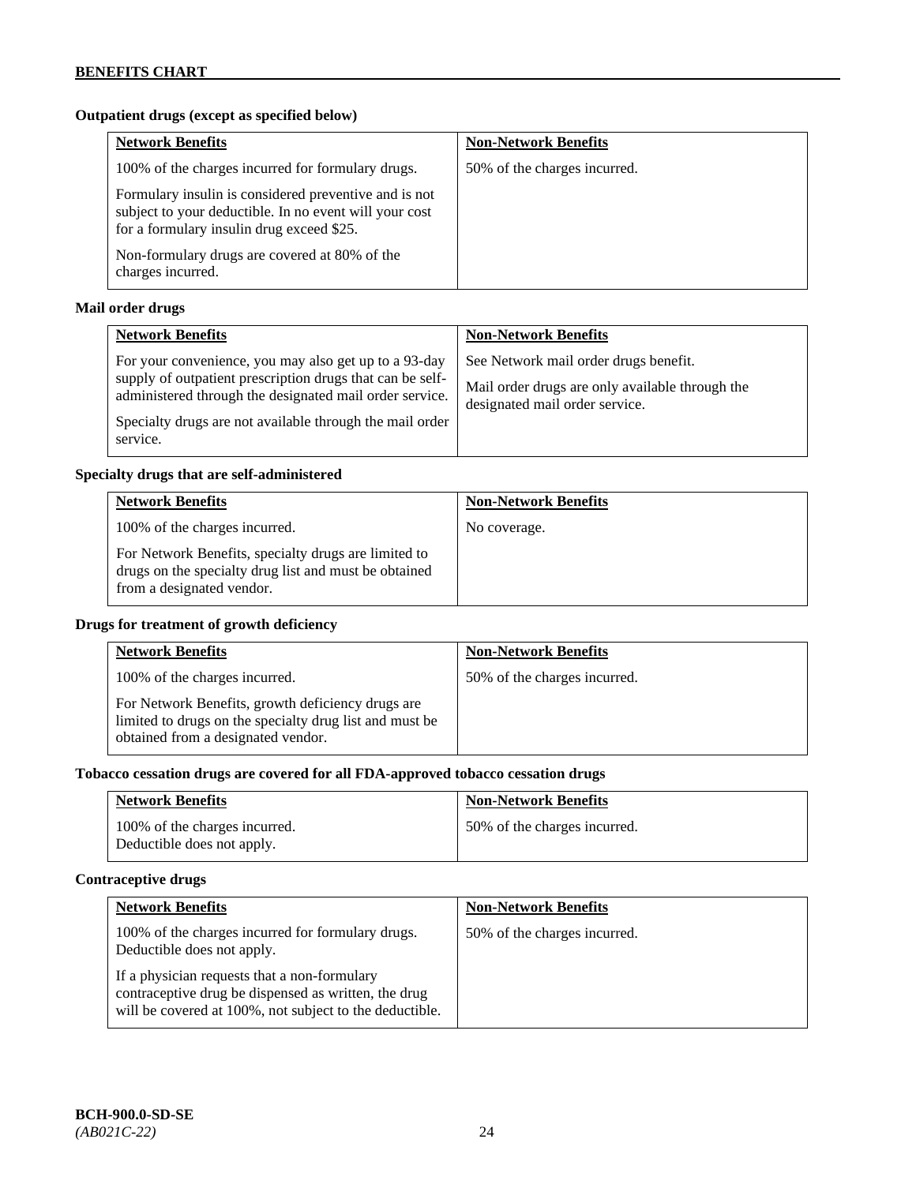**Outpatient drugs (except as specified below)**

| Network Benefits | Non-Network Benefits |
| --- | --- |
| 100% of the charges incurred for formulary drugs.<br><br>Formulary insulin is considered preventive and is not subject to your deductible. In no event will your cost for a formulary insulin drug exceed $25.<br><br>Non-formulary drugs are covered at 80% of the charges incurred. | 50% of the charges incurred. |

**Mail order drugs**

| Network Benefits | Non-Network Benefits |
| --- | --- |
| For your convenience, you may also get up to a 93-day supply of outpatient prescription drugs that can be self-administered through the designated mail order service.<br><br>Specialty drugs are not available through the mail order service. | See Network mail order drugs benefit.<br><br>Mail order drugs are only available through the designated mail order service. |

**Specialty drugs that are self-administered**

| Network Benefits | Non-Network Benefits |
| --- | --- |
| 100% of the charges incurred.<br><br>For Network Benefits, specialty drugs are limited to drugs on the specialty drug list and must be obtained from a designated vendor. | No coverage. |

**Drugs for treatment of growth deficiency**

| Network Benefits | Non-Network Benefits |
| --- | --- |
| 100% of the charges incurred.<br><br>For Network Benefits, growth deficiency drugs are limited to drugs on the specialty drug list and must be obtained from a designated vendor. | 50% of the charges incurred. |

**Tobacco cessation drugs are covered for all FDA-approved tobacco cessation drugs**

| Network Benefits | Non-Network Benefits |
| --- | --- |
| 100% of the charges incurred.<br>Deductible does not apply. | 50% of the charges incurred. |

**Contraceptive drugs**

| Network Benefits | Non-Network Benefits |
| --- | --- |
| 100% of the charges incurred for formulary drugs. Deductible does not apply.<br><br>If a physician requests that a non-formulary contraceptive drug be dispensed as written, the drug will be covered at 100%, not subject to the deductible. | 50% of the charges incurred. |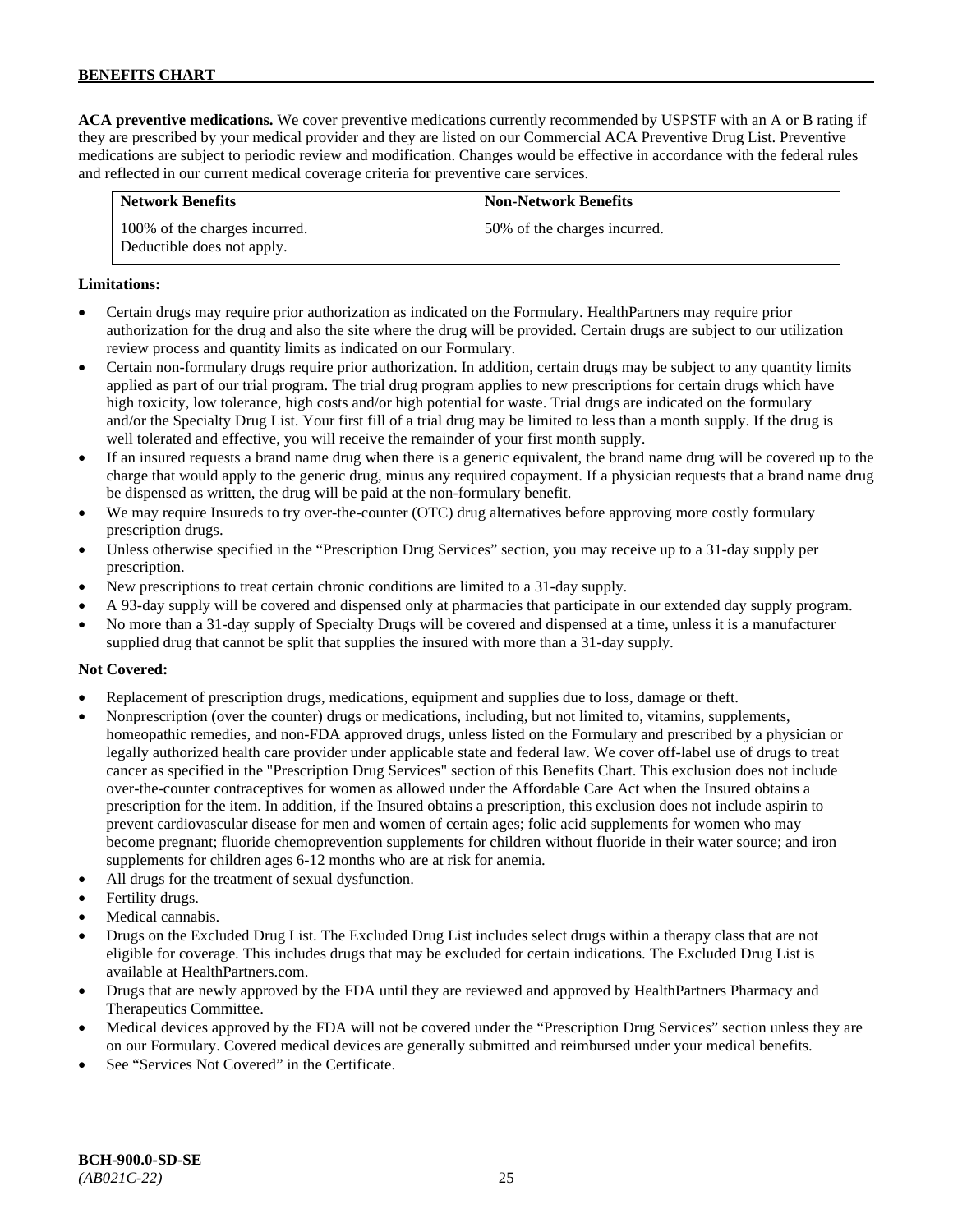**ACA preventive medications.** We cover preventive medications currently recommended by USPSTF with an A or B rating if they are prescribed by your medical provider and they are listed on our Commercial ACA Preventive Drug List. Preventive medications are subject to periodic review and modification. Changes would be effective in accordance with the federal rules and reflected in our current medical coverage criteria for preventive care services.

| Network Benefits | Non-Network Benefits |
|---|---|
| 100% of the charges incurred. Deductible does not apply. | 50% of the charges incurred. |

**Limitations:**

- Certain drugs may require prior authorization as indicated on the Formulary. HealthPartners may require prior authorization for the drug and also the site where the drug will be provided. Certain drugs are subject to our utilization review process and quantity limits as indicated on our Formulary.
- Certain non-formulary drugs require prior authorization. In addition, certain drugs may be subject to any quantity limits applied as part of our trial program. The trial drug program applies to new prescriptions for certain drugs which have high toxicity, low tolerance, high costs and/or high potential for waste. Trial drugs are indicated on the formulary and/or the Specialty Drug List. Your first fill of a trial drug may be limited to less than a month supply. If the drug is well tolerated and effective, you will receive the remainder of your first month supply.
- If an insured requests a brand name drug when there is a generic equivalent, the brand name drug will be covered up to the charge that would apply to the generic drug, minus any required copayment. If a physician requests that a brand name drug be dispensed as written, the drug will be paid at the non-formulary benefit.
- We may require Insureds to try over-the-counter (OTC) drug alternatives before approving more costly formulary prescription drugs.
- Unless otherwise specified in the "Prescription Drug Services" section, you may receive up to a 31-day supply per prescription.
- New prescriptions to treat certain chronic conditions are limited to a 31-day supply.
- A 93-day supply will be covered and dispensed only at pharmacies that participate in our extended day supply program.
- No more than a 31-day supply of Specialty Drugs will be covered and dispensed at a time, unless it is a manufacturer supplied drug that cannot be split that supplies the insured with more than a 31-day supply.

**Not Covered:**

- Replacement of prescription drugs, medications, equipment and supplies due to loss, damage or theft.
- Nonprescription (over the counter) drugs or medications, including, but not limited to, vitamins, supplements, homeopathic remedies, and non-FDA approved drugs, unless listed on the Formulary and prescribed by a physician or legally authorized health care provider under applicable state and federal law. We cover off-label use of drugs to treat cancer as specified in the "Prescription Drug Services" section of this Benefits Chart. This exclusion does not include over-the-counter contraceptives for women as allowed under the Affordable Care Act when the Insured obtains a prescription for the item. In addition, if the Insured obtains a prescription, this exclusion does not include aspirin to prevent cardiovascular disease for men and women of certain ages; folic acid supplements for women who may become pregnant; fluoride chemoprevention supplements for children without fluoride in their water source; and iron supplements for children ages 6-12 months who are at risk for anemia.
- All drugs for the treatment of sexual dysfunction.
- Fertility drugs.
- Medical cannabis.
- Drugs on the Excluded Drug List. The Excluded Drug List includes select drugs within a therapy class that are not eligible for coverage. This includes drugs that may be excluded for certain indications. The Excluded Drug List is available at HealthPartners.com.
- Drugs that are newly approved by the FDA until they are reviewed and approved by HealthPartners Pharmacy and Therapeutics Committee.
- Medical devices approved by the FDA will not be covered under the "Prescription Drug Services" section unless they are on our Formulary. Covered medical devices are generally submitted and reimbursed under your medical benefits.
- See "Services Not Covered" in the Certificate.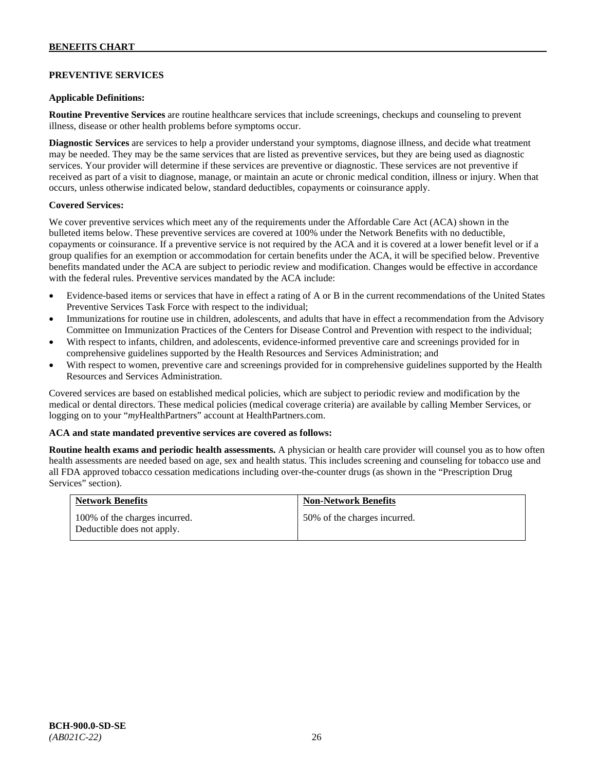## PREVENTIVE SERVICES

**Applicable Definitions:**

**Routine Preventive Services** are routine healthcare services that include screenings, checkups and counseling to prevent illness, disease or other health problems before symptoms occur.

**Diagnostic Services** are services to help a provider understand your symptoms, diagnose illness, and decide what treatment may be needed. They may be the same services that are listed as preventive services, but they are being used as diagnostic services. Your provider will determine if these services are preventive or diagnostic. These services are not preventive if received as part of a visit to diagnose, manage, or maintain an acute or chronic medical condition, illness or injury. When that occurs, unless otherwise indicated below, standard deductibles, copayments or coinsurance apply.

**Covered Services:**

We cover preventive services which meet any of the requirements under the Affordable Care Act (ACA) shown in the bulleted items below. These preventive services are covered at 100% under the Network Benefits with no deductible, copayments or coinsurance. If a preventive service is not required by the ACA and it is covered at a lower benefit level or if a group qualifies for an exemption or accommodation for certain benefits under the ACA, it will be specified below. Preventive benefits mandated under the ACA are subject to periodic review and modification. Changes would be effective in accordance with the federal rules. Preventive services mandated by the ACA include:

- Evidence-based items or services that have in effect a rating of A or B in the current recommendations of the United States Preventive Services Task Force with respect to the individual;
- Immunizations for routine use in children, adolescents, and adults that have in effect a recommendation from the Advisory Committee on Immunization Practices of the Centers for Disease Control and Prevention with respect to the individual;
- With respect to infants, children, and adolescents, evidence-informed preventive care and screenings provided for in comprehensive guidelines supported by the Health Resources and Services Administration; and
- With respect to women, preventive care and screenings provided for in comprehensive guidelines supported by the Health Resources and Services Administration.

Covered services are based on established medical policies, which are subject to periodic review and modification by the medical or dental directors. These medical policies (medical coverage criteria) are available by calling Member Services, or logging on to your "*my*HealthPartners" account at HealthPartners.com.

**ACA and state mandated preventive services are covered as follows:**

**Routine health exams and periodic health assessments.** A physician or health care provider will counsel you as to how often health assessments are needed based on age, sex and health status. This includes screening and counseling for tobacco use and all FDA approved tobacco cessation medications including over-the-counter drugs (as shown in the "Prescription Drug Services" section).

| Network Benefits | Non-Network Benefits |
| --- | --- |
| 100% of the charges incurred. Deductible does not apply. | 50% of the charges incurred. |

BCH-900.0-SD-SE
*(AB021C-22)*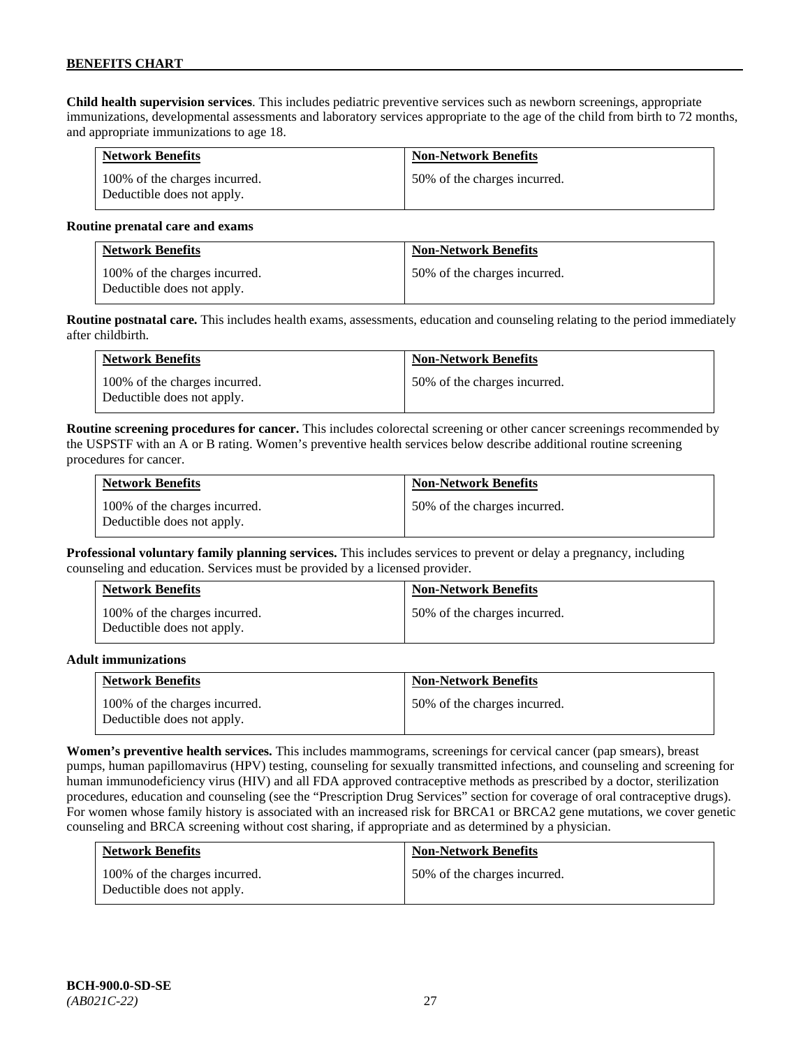**Child health supervision services**. This includes pediatric preventive services such as newborn screenings, appropriate immunizations, developmental assessments and laboratory services appropriate to the age of the child from birth to 72 months, and appropriate immunizations to age 18.

| Network Benefits | Non-Network Benefits |
|---|---|
| 100% of the charges incurred. Deductible does not apply. | 50% of the charges incurred. |

**Routine prenatal care and exams**

| Network Benefits | Non-Network Benefits |
|---|---|
| 100% of the charges incurred. Deductible does not apply. | 50% of the charges incurred. |

**Routine postnatal care.** This includes health exams, assessments, education and counseling relating to the period immediately after childbirth.

| Network Benefits | Non-Network Benefits |
|---|---|
| 100% of the charges incurred. Deductible does not apply. | 50% of the charges incurred. |

**Routine screening procedures for cancer.** This includes colorectal screening or other cancer screenings recommended by the USPSTF with an A or B rating. Women's preventive health services below describe additional routine screening procedures for cancer.

| Network Benefits | Non-Network Benefits |
|---|---|
| 100% of the charges incurred. Deductible does not apply. | 50% of the charges incurred. |

**Professional voluntary family planning services.** This includes services to prevent or delay a pregnancy, including counseling and education. Services must be provided by a licensed provider.

| Network Benefits | Non-Network Benefits |
|---|---|
| 100% of the charges incurred. Deductible does not apply. | 50% of the charges incurred. |

**Adult immunizations**

| Network Benefits | Non-Network Benefits |
|---|---|
| 100% of the charges incurred. Deductible does not apply. | 50% of the charges incurred. |

**Women's preventive health services.** This includes mammograms, screenings for cervical cancer (pap smears), breast pumps, human papillomavirus (HPV) testing, counseling for sexually transmitted infections, and counseling and screening for human immunodeficiency virus (HIV) and all FDA approved contraceptive methods as prescribed by a doctor, sterilization procedures, education and counseling (see the "Prescription Drug Services" section for coverage of oral contraceptive drugs). For women whose family history is associated with an increased risk for BRCA1 or BRCA2 gene mutations, we cover genetic counseling and BRCA screening without cost sharing, if appropriate and as determined by a physician.

| Network Benefits | Non-Network Benefits |
|---|---|
| 100% of the charges incurred. Deductible does not apply. | 50% of the charges incurred. |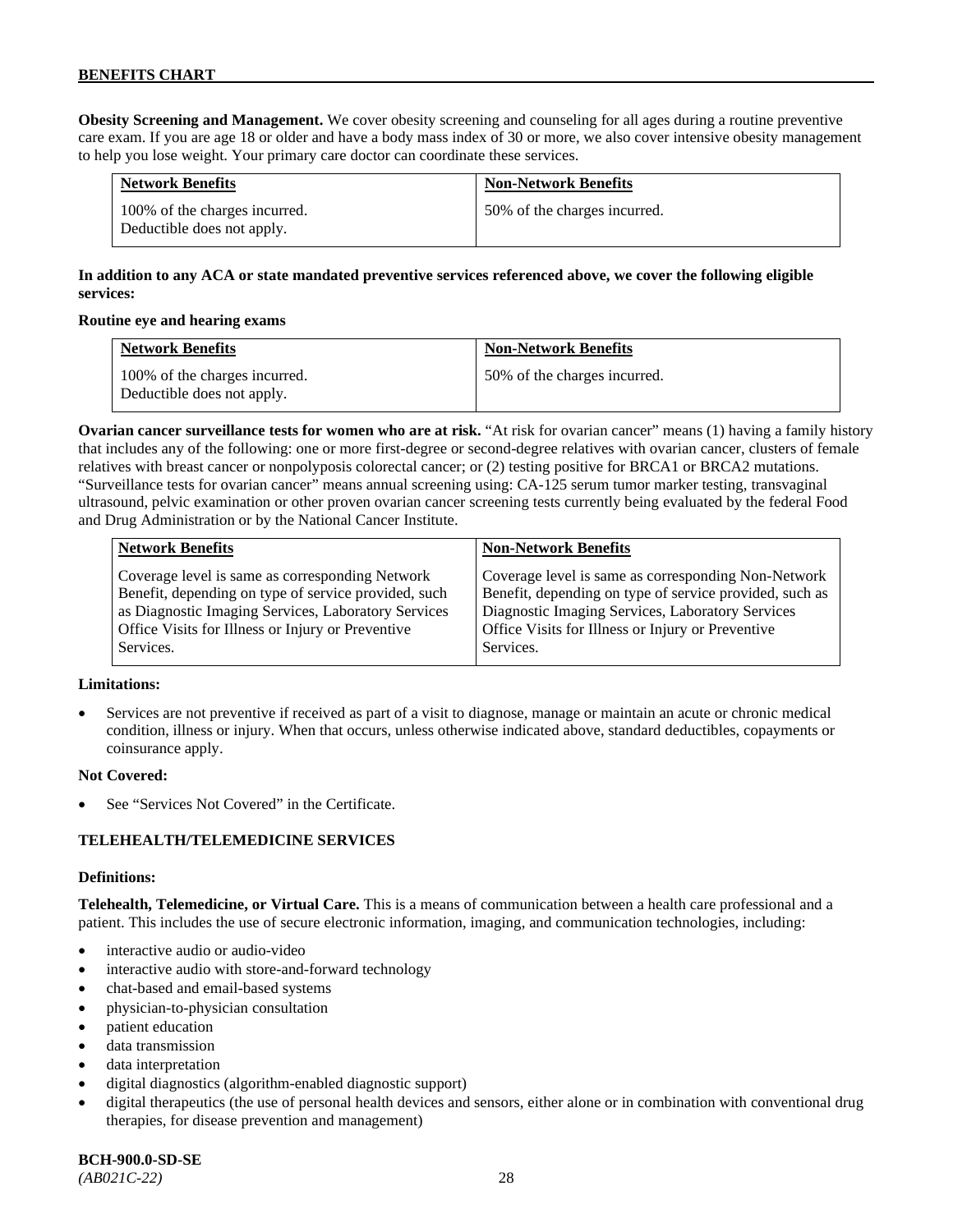**Obesity Screening and Management.** We cover obesity screening and counseling for all ages during a routine preventive care exam. If you are age 18 or older and have a body mass index of 30 or more, we also cover intensive obesity management to help you lose weight. Your primary care doctor can coordinate these services.

| Network Benefits | Non-Network Benefits |
|---|---|
| 100% of the charges incurred. Deductible does not apply. | 50% of the charges incurred. |

**In addition to any ACA or state mandated preventive services referenced above, we cover the following eligible services:**

**Routine eye and hearing exams**

| Network Benefits | Non-Network Benefits |
|---|---|
| 100% of the charges incurred. Deductible does not apply. | 50% of the charges incurred. |

**Ovarian cancer surveillance tests for women who are at risk.** "At risk for ovarian cancer" means (1) having a family history that includes any of the following: one or more first-degree or second-degree relatives with ovarian cancer, clusters of female relatives with breast cancer or nonpolyposis colorectal cancer; or (2) testing positive for BRCA1 or BRCA2 mutations. "Surveillance tests for ovarian cancer" means annual screening using: CA-125 serum tumor marker testing, transvaginal ultrasound, pelvic examination or other proven ovarian cancer screening tests currently being evaluated by the federal Food and Drug Administration or by the National Cancer Institute.

| Network Benefits | Non-Network Benefits |
|---|---|
| Coverage level is same as corresponding Network Benefit, depending on type of service provided, such as Diagnostic Imaging Services, Laboratory Services Office Visits for Illness or Injury or Preventive Services. | Coverage level is same as corresponding Non-Network Benefit, depending on type of service provided, such as Diagnostic Imaging Services, Laboratory Services Office Visits for Illness or Injury or Preventive Services. |

**Limitations:**

- Services are not preventive if received as part of a visit to diagnose, manage or maintain an acute or chronic medical condition, illness or injury. When that occurs, unless otherwise indicated above, standard deductibles, copayments or coinsurance apply.

**Not Covered:**

- See "Services Not Covered" in the Certificate.

## TELEHEALTH/TELEMEDICINE SERVICES

**Definitions:**

**Telehealth, Telemedicine, or Virtual Care.** This is a means of communication between a health care professional and a patient. This includes the use of secure electronic information, imaging, and communication technologies, including:

- interactive audio or audio-video
- interactive audio with store-and-forward technology
- chat-based and email-based systems
- physician-to-physician consultation
- patient education
- data transmission
- data interpretation
- digital diagnostics (algorithm-enabled diagnostic support)
- digital therapeutics (the use of personal health devices and sensors, either alone or in combination with conventional drug therapies, for disease prevention and management)

**BCH-900.0-SD-SE**
*(AB021C-22)*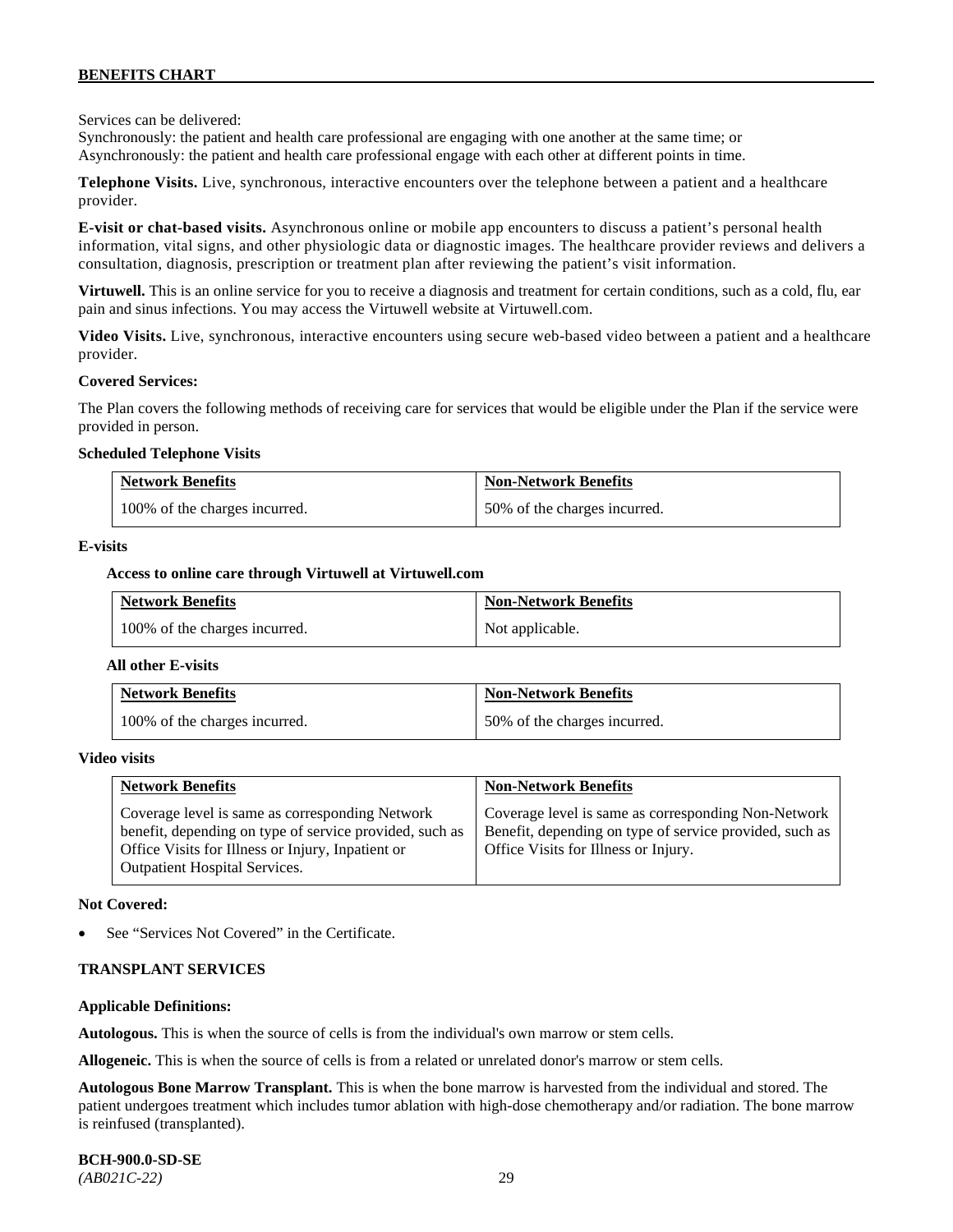Services can be delivered:
Synchronously: the patient and health care professional are engaging with one another at the same time; or
Asynchronously: the patient and health care professional engage with each other at different points in time.

**Telephone Visits.** Live, synchronous, interactive encounters over the telephone between a patient and a healthcare provider.

**E-visit or chat-based visits.** Asynchronous online or mobile app encounters to discuss a patient's personal health information, vital signs, and other physiologic data or diagnostic images. The healthcare provider reviews and delivers a consultation, diagnosis, prescription or treatment plan after reviewing the patient's visit information.

**Virtuwell.** This is an online service for you to receive a diagnosis and treatment for certain conditions, such as a cold, flu, ear pain and sinus infections. You may access the Virtuwell website at Virtuwell.com.

**Video Visits.** Live, synchronous, interactive encounters using secure web-based video between a patient and a healthcare provider.

**Covered Services:**

The Plan covers the following methods of receiving care for services that would be eligible under the Plan if the service were provided in person.

**Scheduled Telephone Visits**

| Network Benefits | Non-Network Benefits |
|---|---|
| 100% of the charges incurred. | 50% of the charges incurred. |

**E-visits**

**Access to online care through Virtuwell at Virtuwell.com**

| Network Benefits | Non-Network Benefits |
|---|---|
| 100% of the charges incurred. | Not applicable. |

**All other E-visits**

| Network Benefits | Non-Network Benefits |
|---|---|
| 100% of the charges incurred. | 50% of the charges incurred. |

**Video visits**

| Network Benefits | Non-Network Benefits |
|---|---|
| Coverage level is same as corresponding Network benefit, depending on type of service provided, such as Office Visits for Illness or Injury, Inpatient or Outpatient Hospital Services. | Coverage level is same as corresponding Non-Network Benefit, depending on type of service provided, such as Office Visits for Illness or Injury. |

**Not Covered:**

- See "Services Not Covered" in the Certificate.

**TRANSPLANT SERVICES**

**Applicable Definitions:**

**Autologous.** This is when the source of cells is from the individual's own marrow or stem cells.

**Allogeneic.** This is when the source of cells is from a related or unrelated donor's marrow or stem cells.

**Autologous Bone Marrow Transplant.** This is when the bone marrow is harvested from the individual and stored. The patient undergoes treatment which includes tumor ablation with high-dose chemotherapy and/or radiation. The bone marrow is reinfused (transplanted).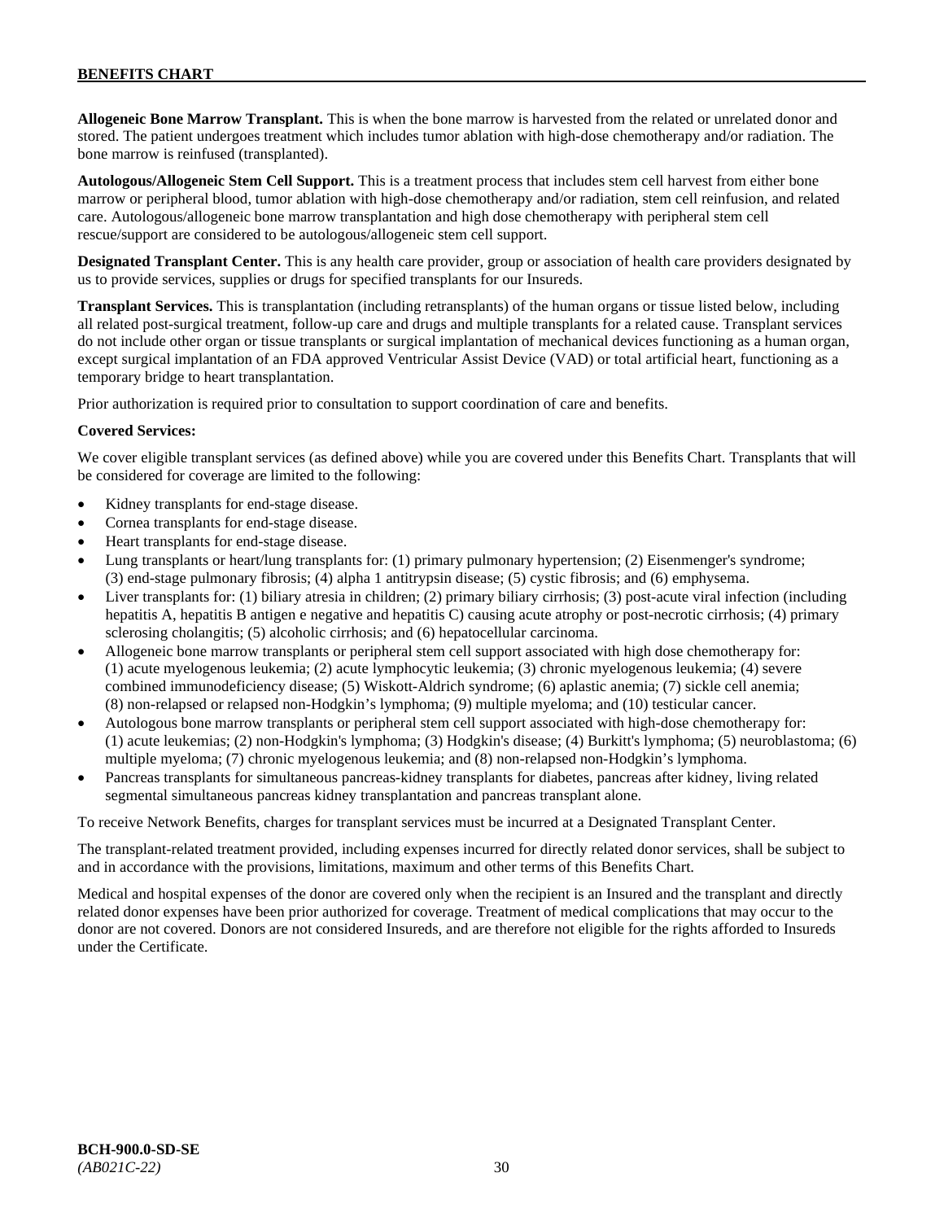**Allogeneic Bone Marrow Transplant.** This is when the bone marrow is harvested from the related or unrelated donor and stored. The patient undergoes treatment which includes tumor ablation with high-dose chemotherapy and/or radiation. The bone marrow is reinfused (transplanted).

**Autologous/Allogeneic Stem Cell Support.** This is a treatment process that includes stem cell harvest from either bone marrow or peripheral blood, tumor ablation with high-dose chemotherapy and/or radiation, stem cell reinfusion, and related care. Autologous/allogeneic bone marrow transplantation and high dose chemotherapy with peripheral stem cell rescue/support are considered to be autologous/allogeneic stem cell support.

**Designated Transplant Center.** This is any health care provider, group or association of health care providers designated by us to provide services, supplies or drugs for specified transplants for our Insureds.

**Transplant Services.** This is transplantation (including retransplants) of the human organs or tissue listed below, including all related post-surgical treatment, follow-up care and drugs and multiple transplants for a related cause. Transplant services do not include other organ or tissue transplants or surgical implantation of mechanical devices functioning as a human organ, except surgical implantation of an FDA approved Ventricular Assist Device (VAD) or total artificial heart, functioning as a temporary bridge to heart transplantation.

Prior authorization is required prior to consultation to support coordination of care and benefits.

**Covered Services:**

We cover eligible transplant services (as defined above) while you are covered under this Benefits Chart. Transplants that will be considered for coverage are limited to the following:

- Kidney transplants for end-stage disease.
- Cornea transplants for end-stage disease.
- Heart transplants for end-stage disease.
- Lung transplants or heart/lung transplants for: (1) primary pulmonary hypertension; (2) Eisenmenger's syndrome; (3) end-stage pulmonary fibrosis; (4) alpha 1 antitrypsin disease; (5) cystic fibrosis; and (6) emphysema.
- Liver transplants for: (1) biliary atresia in children; (2) primary biliary cirrhosis; (3) post-acute viral infection (including hepatitis A, hepatitis B antigen e negative and hepatitis C) causing acute atrophy or post-necrotic cirrhosis; (4) primary sclerosing cholangitis; (5) alcoholic cirrhosis; and (6) hepatocellular carcinoma.
- Allogeneic bone marrow transplants or peripheral stem cell support associated with high dose chemotherapy for: (1) acute myelogenous leukemia; (2) acute lymphocytic leukemia; (3) chronic myelogenous leukemia; (4) severe combined immunodeficiency disease; (5) Wiskott-Aldrich syndrome; (6) aplastic anemia; (7) sickle cell anemia; (8) non-relapsed or relapsed non-Hodgkin's lymphoma; (9) multiple myeloma; and (10) testicular cancer.
- Autologous bone marrow transplants or peripheral stem cell support associated with high-dose chemotherapy for: (1) acute leukemias; (2) non-Hodgkin's lymphoma; (3) Hodgkin's disease; (4) Burkitt's lymphoma; (5) neuroblastoma; (6) multiple myeloma; (7) chronic myelogenous leukemia; and (8) non-relapsed non-Hodgkin's lymphoma.
- Pancreas transplants for simultaneous pancreas-kidney transplants for diabetes, pancreas after kidney, living related segmental simultaneous pancreas kidney transplantation and pancreas transplant alone.

To receive Network Benefits, charges for transplant services must be incurred at a Designated Transplant Center.

The transplant-related treatment provided, including expenses incurred for directly related donor services, shall be subject to and in accordance with the provisions, limitations, maximum and other terms of this Benefits Chart.

Medical and hospital expenses of the donor are covered only when the recipient is an Insured and the transplant and directly related donor expenses have been prior authorized for coverage. Treatment of medical complications that may occur to the donor are not covered. Donors are not considered Insureds, and are therefore not eligible for the rights afforded to Insureds under the Certificate.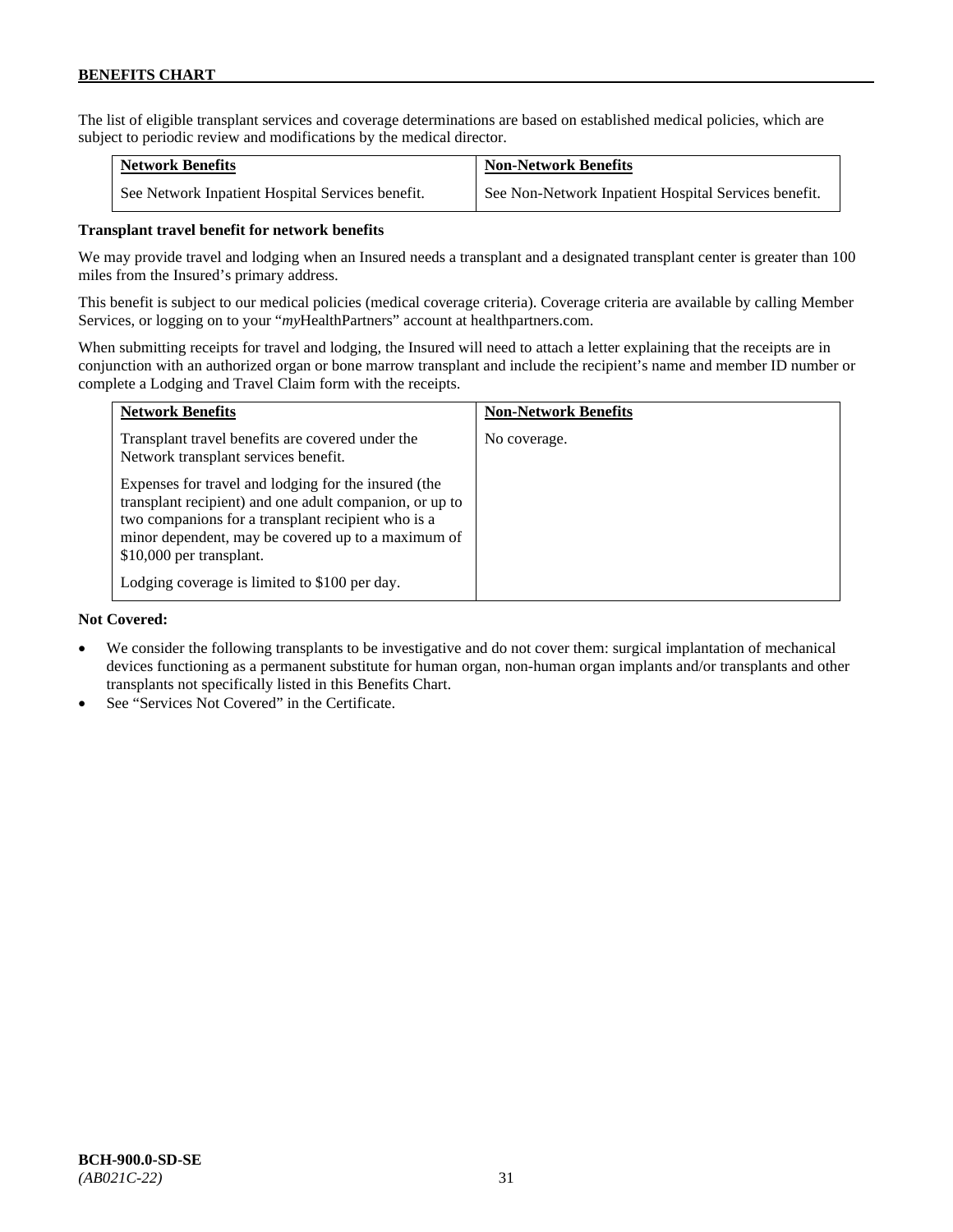The list of eligible transplant services and coverage determinations are based on established medical policies, which are subject to periodic review and modifications by the medical director.

| Network Benefits | Non-Network Benefits |
| --- | --- |
| See Network Inpatient Hospital Services benefit. | See Non-Network Inpatient Hospital Services benefit. |

**Transplant travel benefit for network benefits**

We may provide travel and lodging when an Insured needs a transplant and a designated transplant center is greater than 100 miles from the Insured's primary address.

This benefit is subject to our medical policies (medical coverage criteria). Coverage criteria are available by calling Member Services, or logging on to your "*my*HealthPartners" account at healthpartners.com.

When submitting receipts for travel and lodging, the Insured will need to attach a letter explaining that the receipts are in conjunction with an authorized organ or bone marrow transplant and include the recipient's name and member ID number or complete a Lodging and Travel Claim form with the receipts.

| Network Benefits | Non-Network Benefits |
| --- | --- |
| Transplant travel benefits are covered under the Network transplant services benefit.<br><br>Expenses for travel and lodging for the insured (the transplant recipient) and one adult companion, or up to two companions for a transplant recipient who is a minor dependent, may be covered up to a maximum of $10,000 per transplant.<br><br>Lodging coverage is limited to $100 per day. | No coverage. |

**Not Covered:**

- We consider the following transplants to be investigative and do not cover them: surgical implantation of mechanical devices functioning as a permanent substitute for human organ, non-human organ implants and/or transplants and other transplants not specifically listed in this Benefits Chart.
- See "Services Not Covered" in the Certificate.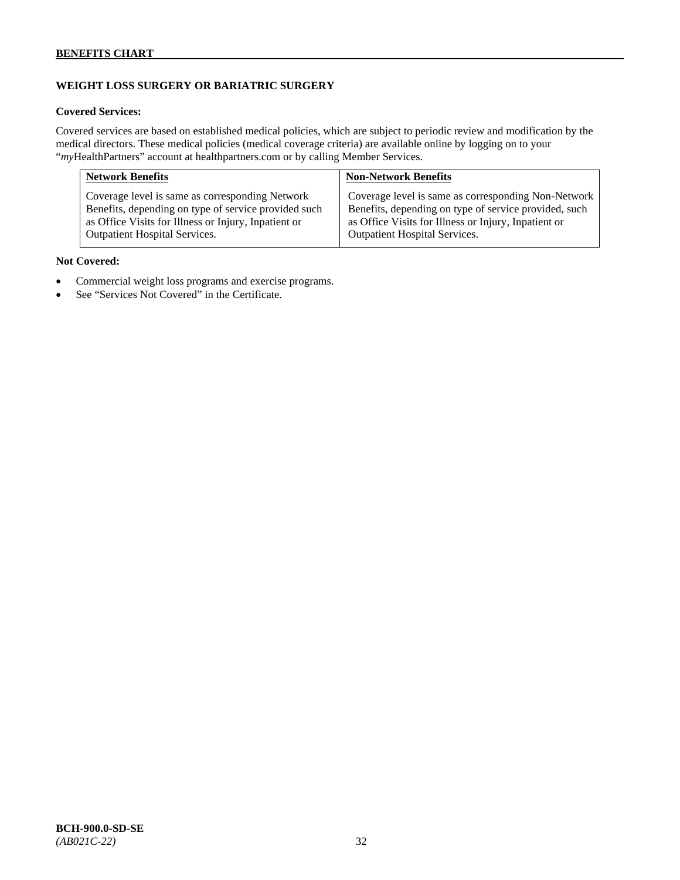## WEIGHT LOSS SURGERY OR BARIATRIC SURGERY

**Covered Services:**

Covered services are based on established medical policies, which are subject to periodic review and modification by the medical directors. These medical policies (medical coverage criteria) are available online by logging on to your "*my*HealthPartners" account at healthpartners.com or by calling Member Services.

| Network Benefits | Non-Network Benefits |
|---|---|
| Coverage level is same as corresponding Network Benefits, depending on type of service provided such as Office Visits for Illness or Injury, Inpatient or Outpatient Hospital Services. | Coverage level is same as corresponding Non-Network Benefits, depending on type of service provided, such as Office Visits for Illness or Injury, Inpatient or Outpatient Hospital Services. |

**Not Covered:**

- Commercial weight loss programs and exercise programs.
- See "Services Not Covered" in the Certificate.

**BCH-900.0-SD-SE**
*(AB021C-22)*